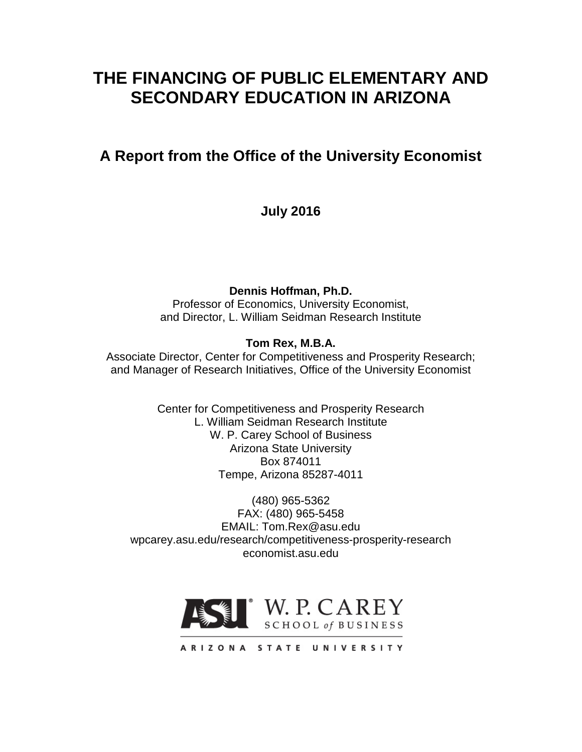# THE FINANCING OF PUBLIC ELEMENTARY AND SECONDARY EDUCATION IN ARIZONA

## A Report from the Office of the University Economist

**July 2016**

**Dennis Hoffman, Ph.D.**
Professor of Economics, University Economist,
and Director, L. William Seidman Research Institute

**Tom Rex, M.B.A.**
Associate Director, Center for Competitiveness and Prosperity Research;
and Manager of Research Initiatives, Office of the University Economist

Center for Competitiveness and Prosperity Research
L. William Seidman Research Institute
W. P. Carey School of Business
Arizona State University
Box 874011
Tempe, Arizona 85287-4011

(480) 965-5362
FAX: (480) 965-5458
EMAIL: Tom.Rex@asu.edu
wpcarey.asu.edu/research/competitiveness-prosperity-research
economist.asu.edu

ASU W. P. CAREY SCHOOL of BUSINESS
ARIZONA STATE UNIVERSITY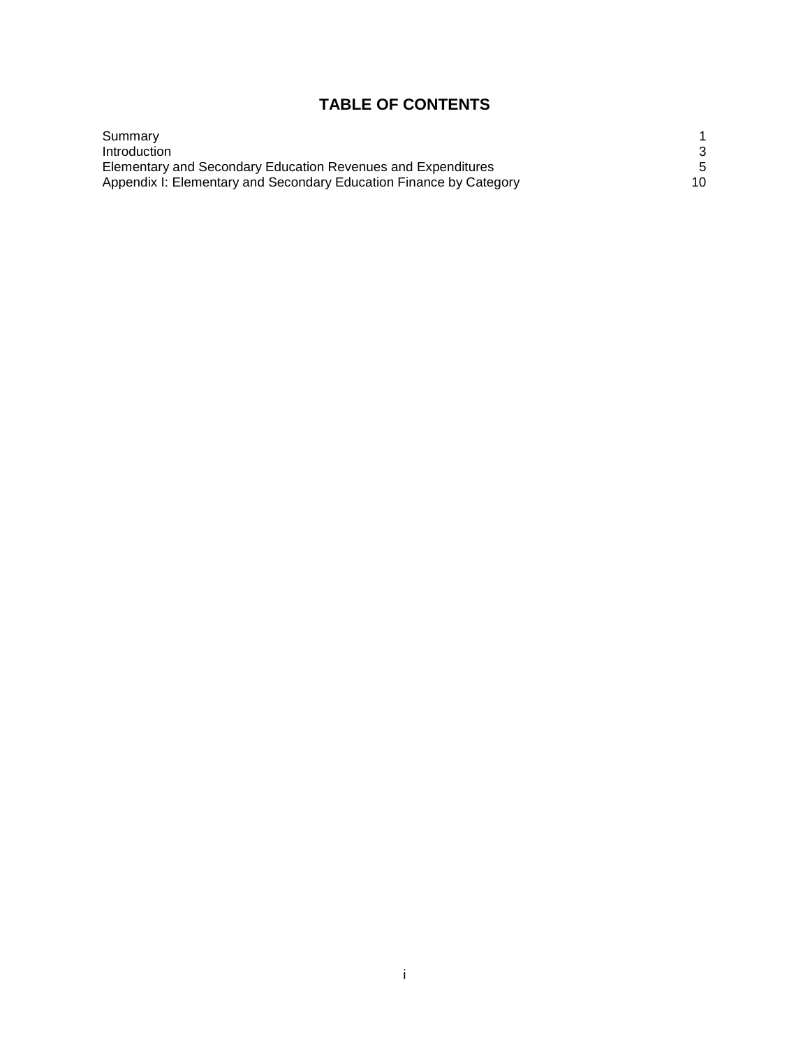# TABLE OF CONTENTS

| | |
|---|---|
| Summary | 1 |
| Introduction | 3 |
| Elementary and Secondary Education Revenues and Expenditures | 5 |
| Appendix I: Elementary and Secondary Education Finance by Category | 10 |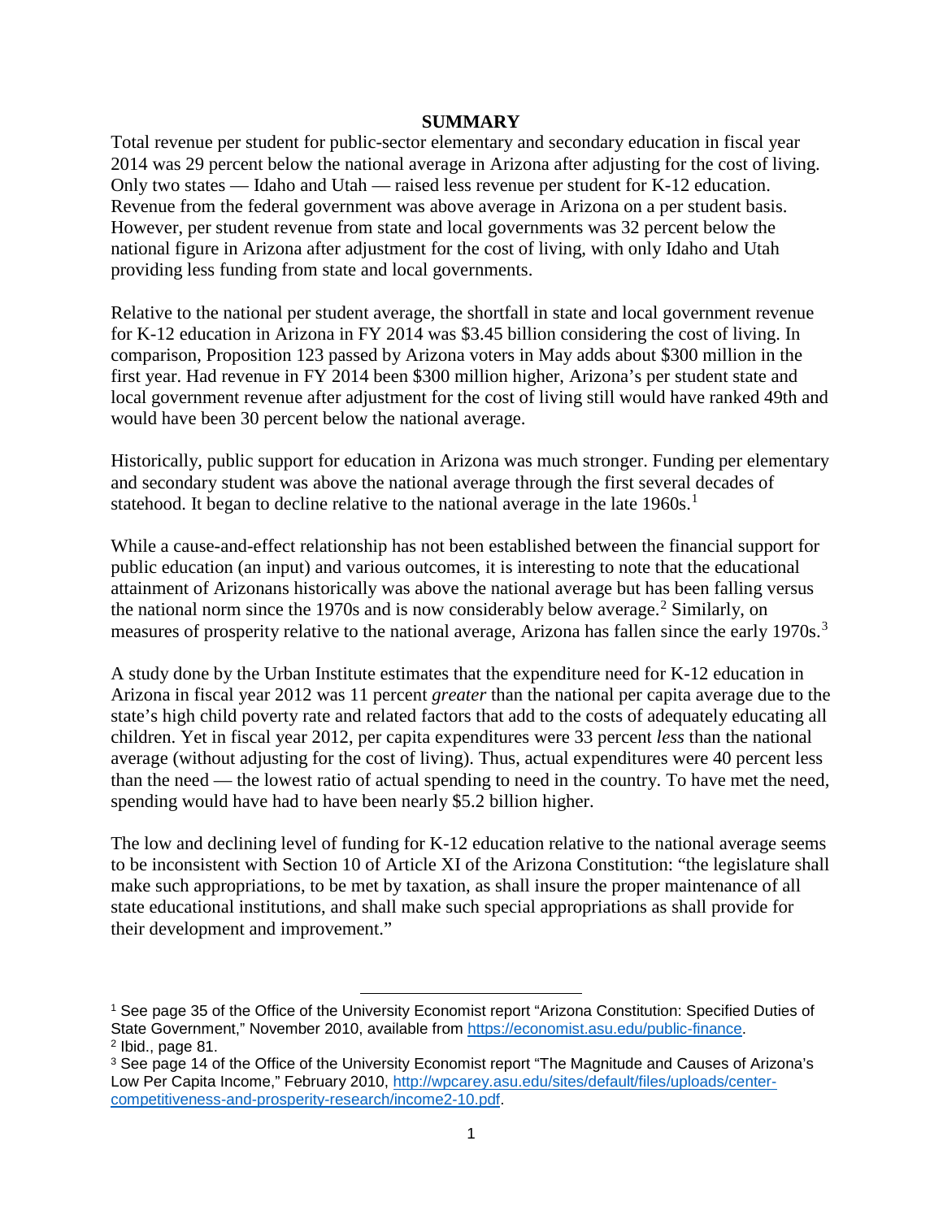## SUMMARY

Total revenue per student for public-sector elementary and secondary education in fiscal year 2014 was 29 percent below the national average in Arizona after adjusting for the cost of living. Only two states — Idaho and Utah — raised less revenue per student for K-12 education. Revenue from the federal government was above average in Arizona on a per student basis. However, per student revenue from state and local governments was 32 percent below the national figure in Arizona after adjustment for the cost of living, with only Idaho and Utah providing less funding from state and local governments.

Relative to the national per student average, the shortfall in state and local government revenue for K-12 education in Arizona in FY 2014 was $3.45 billion considering the cost of living. In comparison, Proposition 123 passed by Arizona voters in May adds about $300 million in the first year. Had revenue in FY 2014 been $300 million higher, Arizona's per student state and local government revenue after adjustment for the cost of living still would have ranked 49th and would have been 30 percent below the national average.

Historically, public support for education in Arizona was much stronger. Funding per elementary and secondary student was above the national average through the first several decades of statehood. It began to decline relative to the national average in the late 1960s.[1]

While a cause-and-effect relationship has not been established between the financial support for public education (an input) and various outcomes, it is interesting to note that the educational attainment of Arizonans historically was above the national average but has been falling versus the national norm since the 1970s and is now considerably below average.[2] Similarly, on measures of prosperity relative to the national average, Arizona has fallen since the early 1970s.[3]

A study done by the Urban Institute estimates that the expenditure need for K-12 education in Arizona in fiscal year 2012 was 11 percent *greater* than the national per capita average due to the state's high child poverty rate and related factors that add to the costs of adequately educating all children. Yet in fiscal year 2012, per capita expenditures were 33 percent *less* than the national average (without adjusting for the cost of living). Thus, actual expenditures were 40 percent less than the need — the lowest ratio of actual spending to need in the country. To have met the need, spending would have had to have been nearly $5.2 billion higher.

The low and declining level of funding for K-12 education relative to the national average seems to be inconsistent with Section 10 of Article XI of the Arizona Constitution: "the legislature shall make such appropriations, to be met by taxation, as shall insure the proper maintenance of all state educational institutions, and shall make such special appropriations as shall provide for their development and improvement."

---

[1] See page 35 of the Office of the University Economist report "Arizona Constitution: Specified Duties of State Government," November 2010, available from https://economist.asu.edu/public-finance.

[2] Ibid., page 81.

[3] See page 14 of the Office of the University Economist report "The Magnitude and Causes of Arizona's Low Per Capita Income," February 2010, http://wpcarey.asu.edu/sites/default/files/uploads/center-competitiveness-and-prosperity-research/income2-10.pdf.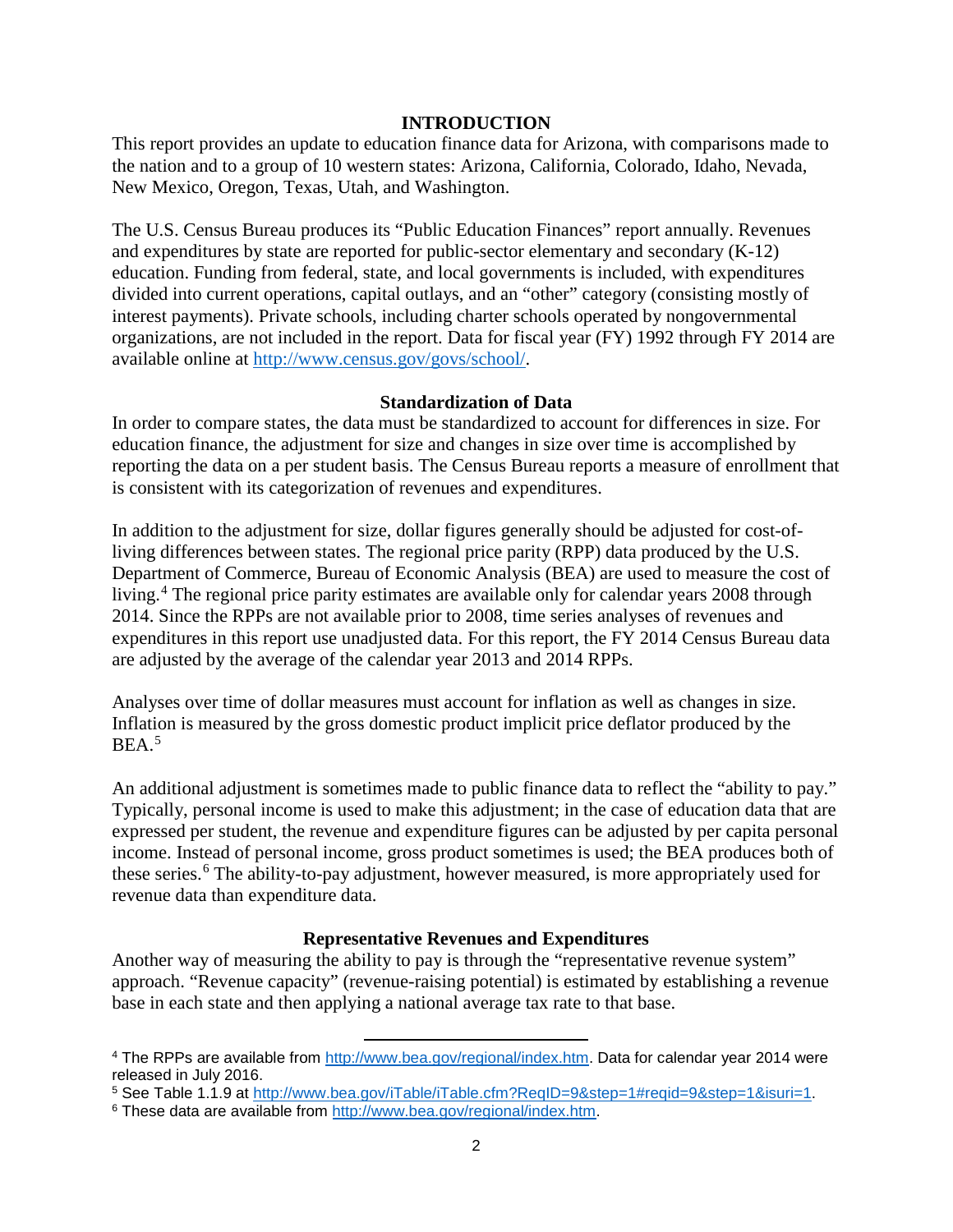## INTRODUCTION

This report provides an update to education finance data for Arizona, with comparisons made to the nation and to a group of 10 western states: Arizona, California, Colorado, Idaho, Nevada, New Mexico, Oregon, Texas, Utah, and Washington.

The U.S. Census Bureau produces its "Public Education Finances" report annually. Revenues and expenditures by state are reported for public-sector elementary and secondary (K-12) education. Funding from federal, state, and local governments is included, with expenditures divided into current operations, capital outlays, and an "other" category (consisting mostly of interest payments). Private schools, including charter schools operated by nongovernmental organizations, are not included in the report. Data for fiscal year (FY) 1992 through FY 2014 are available online at http://www.census.gov/govs/school/.

### Standardization of Data

In order to compare states, the data must be standardized to account for differences in size. For education finance, the adjustment for size and changes in size over time is accomplished by reporting the data on a per student basis. The Census Bureau reports a measure of enrollment that is consistent with its categorization of revenues and expenditures.

In addition to the adjustment for size, dollar figures generally should be adjusted for cost-of-living differences between states. The regional price parity (RPP) data produced by the U.S. Department of Commerce, Bureau of Economic Analysis (BEA) are used to measure the cost of living.[4] The regional price parity estimates are available only for calendar years 2008 through 2014. Since the RPPs are not available prior to 2008, time series analyses of revenues and expenditures in this report use unadjusted data. For this report, the FY 2014 Census Bureau data are adjusted by the average of the calendar year 2013 and 2014 RPPs.

Analyses over time of dollar measures must account for inflation as well as changes in size. Inflation is measured by the gross domestic product implicit price deflator produced by the BEA.[5]

An additional adjustment is sometimes made to public finance data to reflect the "ability to pay." Typically, personal income is used to make this adjustment; in the case of education data that are expressed per student, the revenue and expenditure figures can be adjusted by per capita personal income. Instead of personal income, gross product sometimes is used; the BEA produces both of these series.[6] The ability-to-pay adjustment, however measured, is more appropriately used for revenue data than expenditure data.

### Representative Revenues and Expenditures

Another way of measuring the ability to pay is through the "representative revenue system" approach. "Revenue capacity" (revenue-raising potential) is estimated by establishing a revenue base in each state and then applying a national average tax rate to that base.

---

[4] The RPPs are available from http://www.bea.gov/regional/index.htm. Data for calendar year 2014 were released in July 2016.

[5] See Table 1.1.9 at http://www.bea.gov/iTable/iTable.cfm?ReqID=9&step=1#reqid=9&step=1&isuri=1.

[6] These data are available from http://www.bea.gov/regional/index.htm.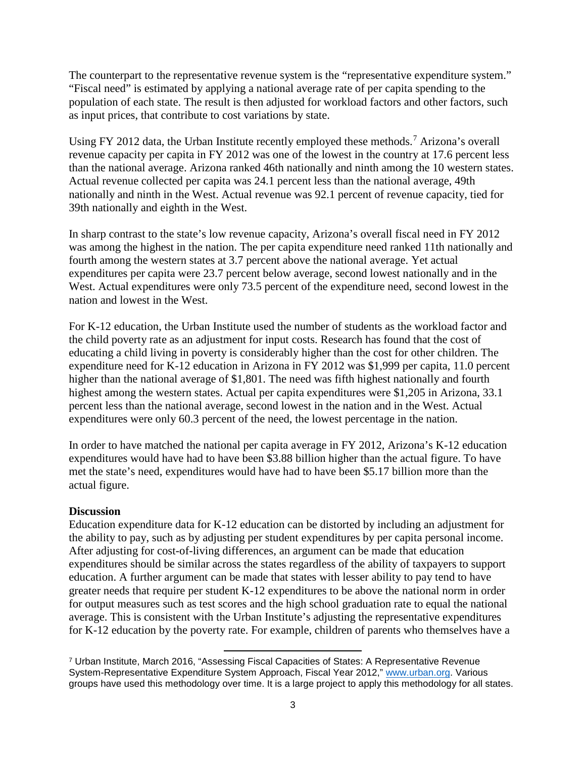The counterpart to the representative revenue system is the "representative expenditure system." "Fiscal need" is estimated by applying a national average rate of per capita spending to the population of each state. The result is then adjusted for workload factors and other factors, such as input prices, that contribute to cost variations by state.

Using FY 2012 data, the Urban Institute recently employed these methods.[7] Arizona's overall revenue capacity per capita in FY 2012 was one of the lowest in the country at 17.6 percent less than the national average. Arizona ranked 46th nationally and ninth among the 10 western states. Actual revenue collected per capita was 24.1 percent less than the national average, 49th nationally and ninth in the West. Actual revenue was 92.1 percent of revenue capacity, tied for 39th nationally and eighth in the West.

In sharp contrast to the state's low revenue capacity, Arizona's overall fiscal need in FY 2012 was among the highest in the nation. The per capita expenditure need ranked 11th nationally and fourth among the western states at 3.7 percent above the national average. Yet actual expenditures per capita were 23.7 percent below average, second lowest nationally and in the West. Actual expenditures were only 73.5 percent of the expenditure need, second lowest in the nation and lowest in the West.

For K-12 education, the Urban Institute used the number of students as the workload factor and the child poverty rate as an adjustment for input costs. Research has found that the cost of educating a child living in poverty is considerably higher than the cost for other children. The expenditure need for K-12 education in Arizona in FY 2012 was $1,999 per capita, 11.0 percent higher than the national average of $1,801. The need was fifth highest nationally and fourth highest among the western states. Actual per capita expenditures were $1,205 in Arizona, 33.1 percent less than the national average, second lowest in the nation and in the West. Actual expenditures were only 60.3 percent of the need, the lowest percentage in the nation.

In order to have matched the national per capita average in FY 2012, Arizona's K-12 education expenditures would have had to have been $3.88 billion higher than the actual figure. To have met the state's need, expenditures would have had to have been $5.17 billion more than the actual figure.

**Discussion**

Education expenditure data for K-12 education can be distorted by including an adjustment for the ability to pay, such as by adjusting per student expenditures by per capita personal income. After adjusting for cost-of-living differences, an argument can be made that education expenditures should be similar across the states regardless of the ability of taxpayers to support education. A further argument can be made that states with lesser ability to pay tend to have greater needs that require per student K-12 expenditures to be above the national norm in order for output measures such as test scores and the high school graduation rate to equal the national average. This is consistent with the Urban Institute's adjusting the representative expenditures for K-12 education by the poverty rate. For example, children of parents who themselves have a

[7] Urban Institute, March 2016, "Assessing Fiscal Capacities of States: A Representative Revenue System-Representative Expenditure System Approach, Fiscal Year 2012," www.urban.org. Various groups have used this methodology over time. It is a large project to apply this methodology for all states.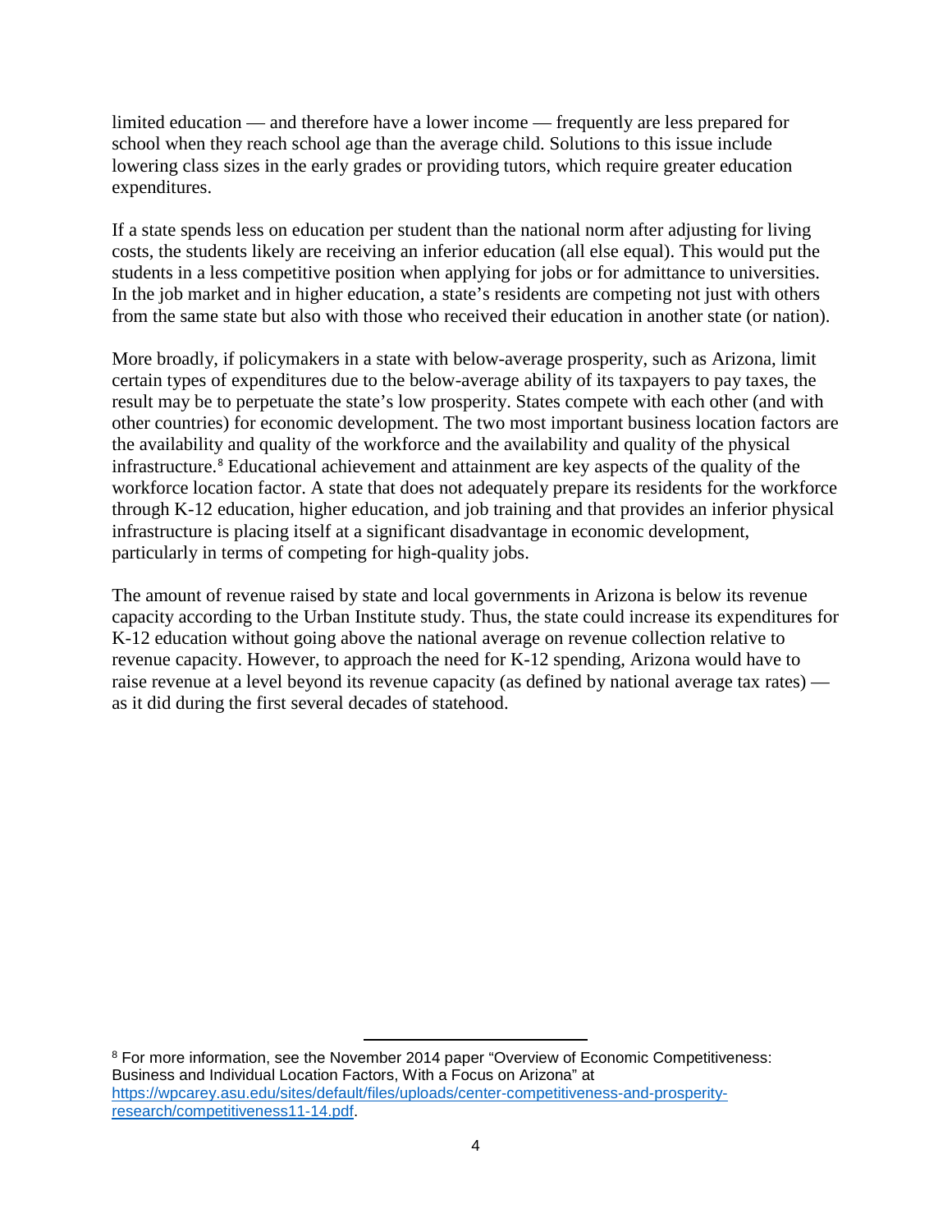limited education — and therefore have a lower income — frequently are less prepared for school when they reach school age than the average child. Solutions to this issue include lowering class sizes in the early grades or providing tutors, which require greater education expenditures.

If a state spends less on education per student than the national norm after adjusting for living costs, the students likely are receiving an inferior education (all else equal). This would put the students in a less competitive position when applying for jobs or for admittance to universities. In the job market and in higher education, a state's residents are competing not just with others from the same state but also with those who received their education in another state (or nation).

More broadly, if policymakers in a state with below-average prosperity, such as Arizona, limit certain types of expenditures due to the below-average ability of its taxpayers to pay taxes, the result may be to perpetuate the state's low prosperity. States compete with each other (and with other countries) for economic development. The two most important business location factors are the availability and quality of the workforce and the availability and quality of the physical infrastructure.[8] Educational achievement and attainment are key aspects of the quality of the workforce location factor. A state that does not adequately prepare its residents for the workforce through K-12 education, higher education, and job training and that provides an inferior physical infrastructure is placing itself at a significant disadvantage in economic development, particularly in terms of competing for high-quality jobs.

The amount of revenue raised by state and local governments in Arizona is below its revenue capacity according to the Urban Institute study. Thus, the state could increase its expenditures for K-12 education without going above the national average on revenue collection relative to revenue capacity. However, to approach the need for K-12 spending, Arizona would have to raise revenue at a level beyond its revenue capacity (as defined by national average tax rates) — as it did during the first several decades of statehood.

---

[8] For more information, see the November 2014 paper "Overview of Economic Competitiveness: Business and Individual Location Factors, With a Focus on Arizona" at https://wpcarey.asu.edu/sites/default/files/uploads/center-competitiveness-and-prosperity-research/competitiveness11-14.pdf.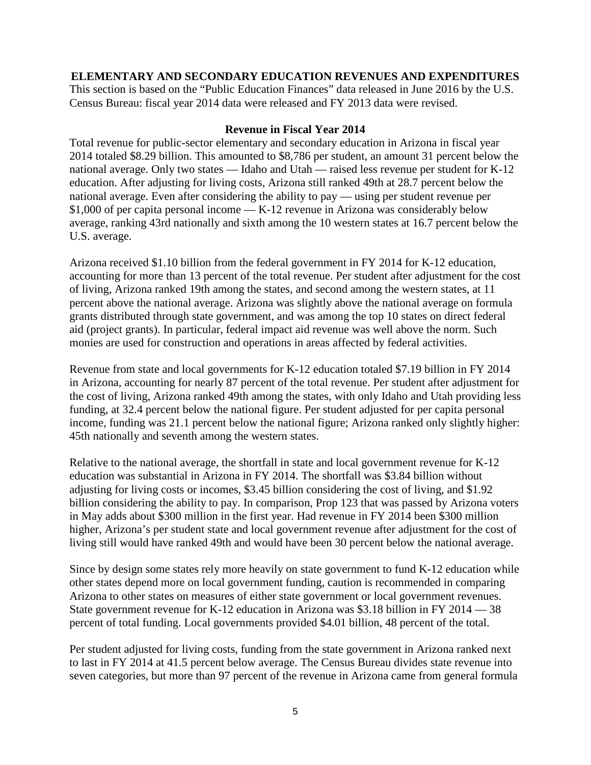## ELEMENTARY AND SECONDARY EDUCATION REVENUES AND EXPENDITURES

This section is based on the "Public Education Finances" data released in June 2016 by the U.S. Census Bureau: fiscal year 2014 data were released and FY 2013 data were revised.

### Revenue in Fiscal Year 2014

Total revenue for public-sector elementary and secondary education in Arizona in fiscal year 2014 totaled $8.29 billion. This amounted to $8,786 per student, an amount 31 percent below the national average. Only two states — Idaho and Utah — raised less revenue per student for K-12 education. After adjusting for living costs, Arizona still ranked 49th at 28.7 percent below the national average. Even after considering the ability to pay — using per student revenue per $1,000 of per capita personal income — K-12 revenue in Arizona was considerably below average, ranking 43rd nationally and sixth among the 10 western states at 16.7 percent below the U.S. average.

Arizona received $1.10 billion from the federal government in FY 2014 for K-12 education, accounting for more than 13 percent of the total revenue. Per student after adjustment for the cost of living, Arizona ranked 19th among the states, and second among the western states, at 11 percent above the national average. Arizona was slightly above the national average on formula grants distributed through state government, and was among the top 10 states on direct federal aid (project grants). In particular, federal impact aid revenue was well above the norm. Such monies are used for construction and operations in areas affected by federal activities.

Revenue from state and local governments for K-12 education totaled $7.19 billion in FY 2014 in Arizona, accounting for nearly 87 percent of the total revenue. Per student after adjustment for the cost of living, Arizona ranked 49th among the states, with only Idaho and Utah providing less funding, at 32.4 percent below the national figure. Per student adjusted for per capita personal income, funding was 21.1 percent below the national figure; Arizona ranked only slightly higher: 45th nationally and seventh among the western states.

Relative to the national average, the shortfall in state and local government revenue for K-12 education was substantial in Arizona in FY 2014. The shortfall was $3.84 billion without adjusting for living costs or incomes, $3.45 billion considering the cost of living, and $1.92 billion considering the ability to pay. In comparison, Prop 123 that was passed by Arizona voters in May adds about $300 million in the first year. Had revenue in FY 2014 been $300 million higher, Arizona's per student state and local government revenue after adjustment for the cost of living still would have ranked 49th and would have been 30 percent below the national average.

Since by design some states rely more heavily on state government to fund K-12 education while other states depend more on local government funding, caution is recommended in comparing Arizona to other states on measures of either state government or local government revenues. State government revenue for K-12 education in Arizona was $3.18 billion in FY 2014 — 38 percent of total funding. Local governments provided $4.01 billion, 48 percent of the total.

Per student adjusted for living costs, funding from the state government in Arizona ranked next to last in FY 2014 at 41.5 percent below average. The Census Bureau divides state revenue into seven categories, but more than 97 percent of the revenue in Arizona came from general formula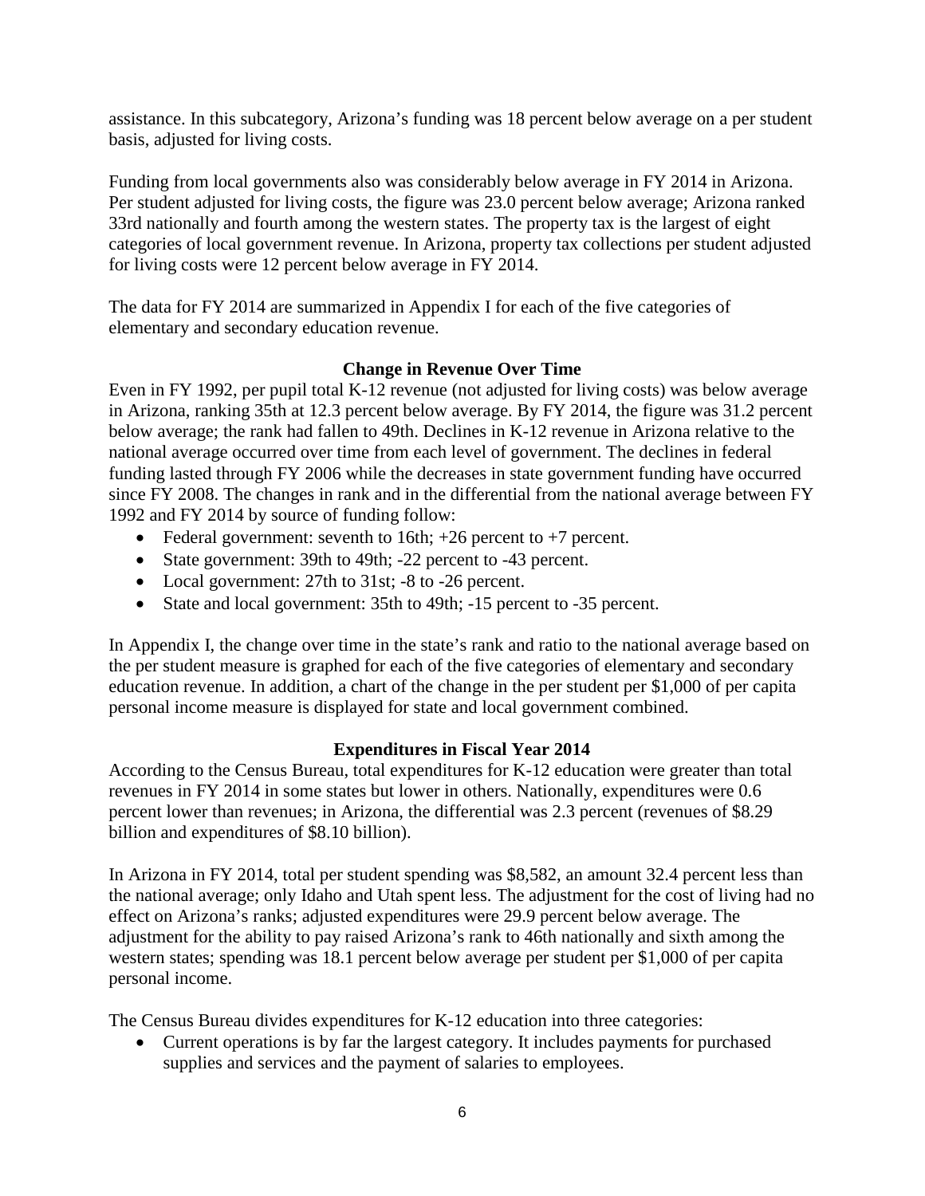assistance. In this subcategory, Arizona's funding was 18 percent below average on a per student basis, adjusted for living costs.

Funding from local governments also was considerably below average in FY 2014 in Arizona. Per student adjusted for living costs, the figure was 23.0 percent below average; Arizona ranked 33rd nationally and fourth among the western states. The property tax is the largest of eight categories of local government revenue. In Arizona, property tax collections per student adjusted for living costs were 12 percent below average in FY 2014.

The data for FY 2014 are summarized in Appendix I for each of the five categories of elementary and secondary education revenue.

## Change in Revenue Over Time

Even in FY 1992, per pupil total K-12 revenue (not adjusted for living costs) was below average in Arizona, ranking 35th at 12.3 percent below average. By FY 2014, the figure was 31.2 percent below average; the rank had fallen to 49th. Declines in K-12 revenue in Arizona relative to the national average occurred over time from each level of government. The declines in federal funding lasted through FY 2006 while the decreases in state government funding have occurred since FY 2008. The changes in rank and in the differential from the national average between FY 1992 and FY 2014 by source of funding follow:

- Federal government: seventh to 16th; +26 percent to +7 percent.
- State government: 39th to 49th; -22 percent to -43 percent.
- Local government: 27th to 31st; -8 to -26 percent.
- State and local government: 35th to 49th; -15 percent to -35 percent.

In Appendix I, the change over time in the state's rank and ratio to the national average based on the per student measure is graphed for each of the five categories of elementary and secondary education revenue. In addition, a chart of the change in the per student per $1,000 of per capita personal income measure is displayed for state and local government combined.

## Expenditures in Fiscal Year 2014

According to the Census Bureau, total expenditures for K-12 education were greater than total revenues in FY 2014 in some states but lower in others. Nationally, expenditures were 0.6 percent lower than revenues; in Arizona, the differential was 2.3 percent (revenues of $8.29 billion and expenditures of $8.10 billion).

In Arizona in FY 2014, total per student spending was $8,582, an amount 32.4 percent less than the national average; only Idaho and Utah spent less. The adjustment for the cost of living had no effect on Arizona's ranks; adjusted expenditures were 29.9 percent below average. The adjustment for the ability to pay raised Arizona's rank to 46th nationally and sixth among the western states; spending was 18.1 percent below average per student per $1,000 of per capita personal income.

The Census Bureau divides expenditures for K-12 education into three categories:

- Current operations is by far the largest category. It includes payments for purchased supplies and services and the payment of salaries to employees.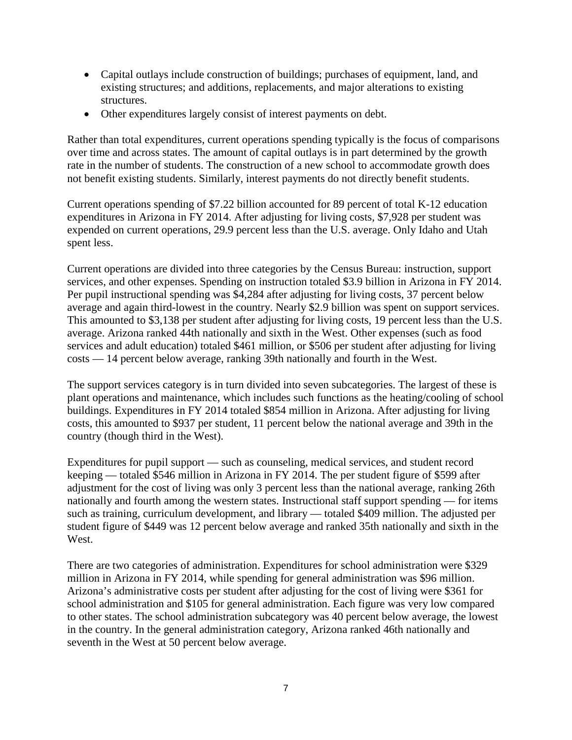- Capital outlays include construction of buildings; purchases of equipment, land, and existing structures; and additions, replacements, and major alterations to existing structures.
- Other expenditures largely consist of interest payments on debt.

Rather than total expenditures, current operations spending typically is the focus of comparisons over time and across states. The amount of capital outlays is in part determined by the growth rate in the number of students. The construction of a new school to accommodate growth does not benefit existing students. Similarly, interest payments do not directly benefit students.

Current operations spending of $7.22 billion accounted for 89 percent of total K-12 education expenditures in Arizona in FY 2014. After adjusting for living costs, $7,928 per student was expended on current operations, 29.9 percent less than the U.S. average. Only Idaho and Utah spent less.

Current operations are divided into three categories by the Census Bureau: instruction, support services, and other expenses. Spending on instruction totaled $3.9 billion in Arizona in FY 2014. Per pupil instructional spending was $4,284 after adjusting for living costs, 37 percent below average and again third-lowest in the country. Nearly $2.9 billion was spent on support services. This amounted to $3,138 per student after adjusting for living costs, 19 percent less than the U.S. average. Arizona ranked 44th nationally and sixth in the West. Other expenses (such as food services and adult education) totaled $461 million, or $506 per student after adjusting for living costs — 14 percent below average, ranking 39th nationally and fourth in the West.

The support services category is in turn divided into seven subcategories. The largest of these is plant operations and maintenance, which includes such functions as the heating/cooling of school buildings. Expenditures in FY 2014 totaled $854 million in Arizona. After adjusting for living costs, this amounted to $937 per student, 11 percent below the national average and 39th in the country (though third in the West).

Expenditures for pupil support — such as counseling, medical services, and student record keeping — totaled $546 million in Arizona in FY 2014. The per student figure of $599 after adjustment for the cost of living was only 3 percent less than the national average, ranking 26th nationally and fourth among the western states. Instructional staff support spending — for items such as training, curriculum development, and library — totaled $409 million. The adjusted per student figure of $449 was 12 percent below average and ranked 35th nationally and sixth in the West.

There are two categories of administration. Expenditures for school administration were $329 million in Arizona in FY 2014, while spending for general administration was $96 million. Arizona's administrative costs per student after adjusting for the cost of living were $361 for school administration and $105 for general administration. Each figure was very low compared to other states. The school administration subcategory was 40 percent below average, the lowest in the country. In the general administration category, Arizona ranked 46th nationally and seventh in the West at 50 percent below average.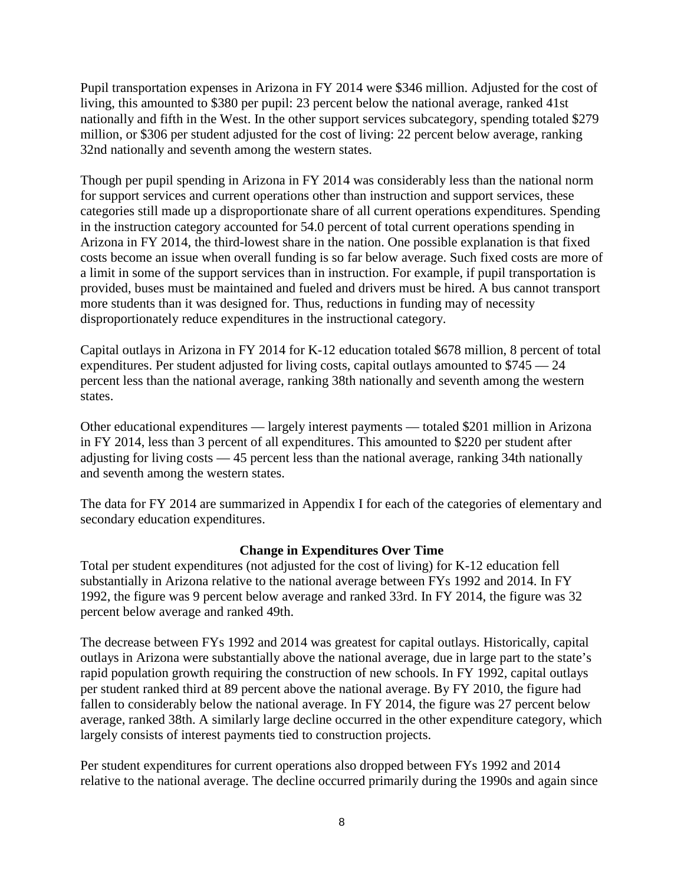Pupil transportation expenses in Arizona in FY 2014 were $346 million. Adjusted for the cost of living, this amounted to $380 per pupil: 23 percent below the national average, ranked 41st nationally and fifth in the West. In the other support services subcategory, spending totaled $279 million, or $306 per student adjusted for the cost of living: 22 percent below average, ranking 32nd nationally and seventh among the western states.

Though per pupil spending in Arizona in FY 2014 was considerably less than the national norm for support services and current operations other than instruction and support services, these categories still made up a disproportionate share of all current operations expenditures. Spending in the instruction category accounted for 54.0 percent of total current operations spending in Arizona in FY 2014, the third-lowest share in the nation. One possible explanation is that fixed costs become an issue when overall funding is so far below average. Such fixed costs are more of a limit in some of the support services than in instruction. For example, if pupil transportation is provided, buses must be maintained and fueled and drivers must be hired. A bus cannot transport more students than it was designed for. Thus, reductions in funding may of necessity disproportionately reduce expenditures in the instructional category.

Capital outlays in Arizona in FY 2014 for K-12 education totaled $678 million, 8 percent of total expenditures. Per student adjusted for living costs, capital outlays amounted to $745 — 24 percent less than the national average, ranking 38th nationally and seventh among the western states.

Other educational expenditures — largely interest payments — totaled $201 million in Arizona in FY 2014, less than 3 percent of all expenditures. This amounted to $220 per student after adjusting for living costs — 45 percent less than the national average, ranking 34th nationally and seventh among the western states.

The data for FY 2014 are summarized in Appendix I for each of the categories of elementary and secondary education expenditures.

## Change in Expenditures Over Time

Total per student expenditures (not adjusted for the cost of living) for K-12 education fell substantially in Arizona relative to the national average between FYs 1992 and 2014. In FY 1992, the figure was 9 percent below average and ranked 33rd. In FY 2014, the figure was 32 percent below average and ranked 49th.

The decrease between FYs 1992 and 2014 was greatest for capital outlays. Historically, capital outlays in Arizona were substantially above the national average, due in large part to the state's rapid population growth requiring the construction of new schools. In FY 1992, capital outlays per student ranked third at 89 percent above the national average. By FY 2010, the figure had fallen to considerably below the national average. In FY 2014, the figure was 27 percent below average, ranked 38th. A similarly large decline occurred in the other expenditure category, which largely consists of interest payments tied to construction projects.

Per student expenditures for current operations also dropped between FYs 1992 and 2014 relative to the national average. The decline occurred primarily during the 1990s and again since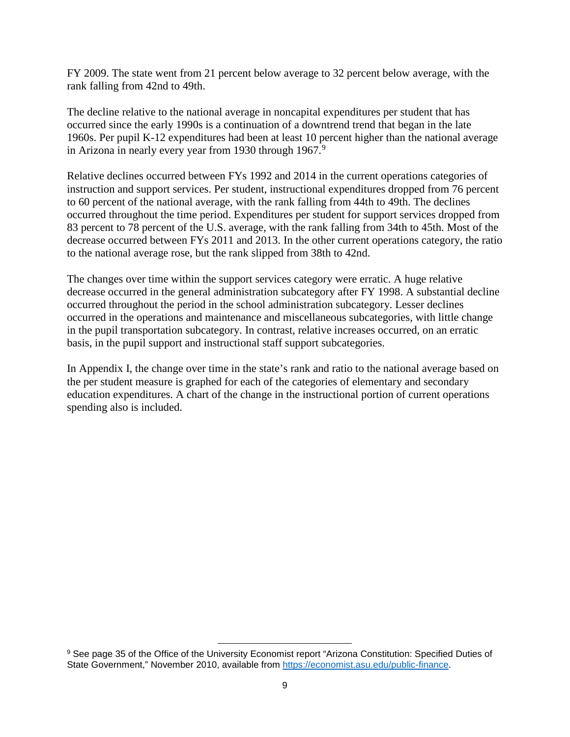FY 2009. The state went from 21 percent below average to 32 percent below average, with the rank falling from 42nd to 49th.

The decline relative to the national average in noncapital expenditures per student that has occurred since the early 1990s is a continuation of a downtrend trend that began in the late 1960s. Per pupil K-12 expenditures had been at least 10 percent higher than the national average in Arizona in nearly every year from 1930 through 1967.[9]

Relative declines occurred between FYs 1992 and 2014 in the current operations categories of instruction and support services. Per student, instructional expenditures dropped from 76 percent to 60 percent of the national average, with the rank falling from 44th to 49th. The declines occurred throughout the time period. Expenditures per student for support services dropped from 83 percent to 78 percent of the U.S. average, with the rank falling from 34th to 45th. Most of the decrease occurred between FYs 2011 and 2013. In the other current operations category, the ratio to the national average rose, but the rank slipped from 38th to 42nd.

The changes over time within the support services category were erratic. A huge relative decrease occurred in the general administration subcategory after FY 1998. A substantial decline occurred throughout the period in the school administration subcategory. Lesser declines occurred in the operations and maintenance and miscellaneous subcategories, with little change in the pupil transportation subcategory. In contrast, relative increases occurred, on an erratic basis, in the pupil support and instructional staff support subcategories.

In Appendix I, the change over time in the state's rank and ratio to the national average based on the per student measure is graphed for each of the categories of elementary and secondary education expenditures. A chart of the change in the instructional portion of current operations spending also is included.

---

[9] See page 35 of the Office of the University Economist report "Arizona Constitution: Specified Duties of State Government," November 2010, available from https://economist.asu.edu/public-finance.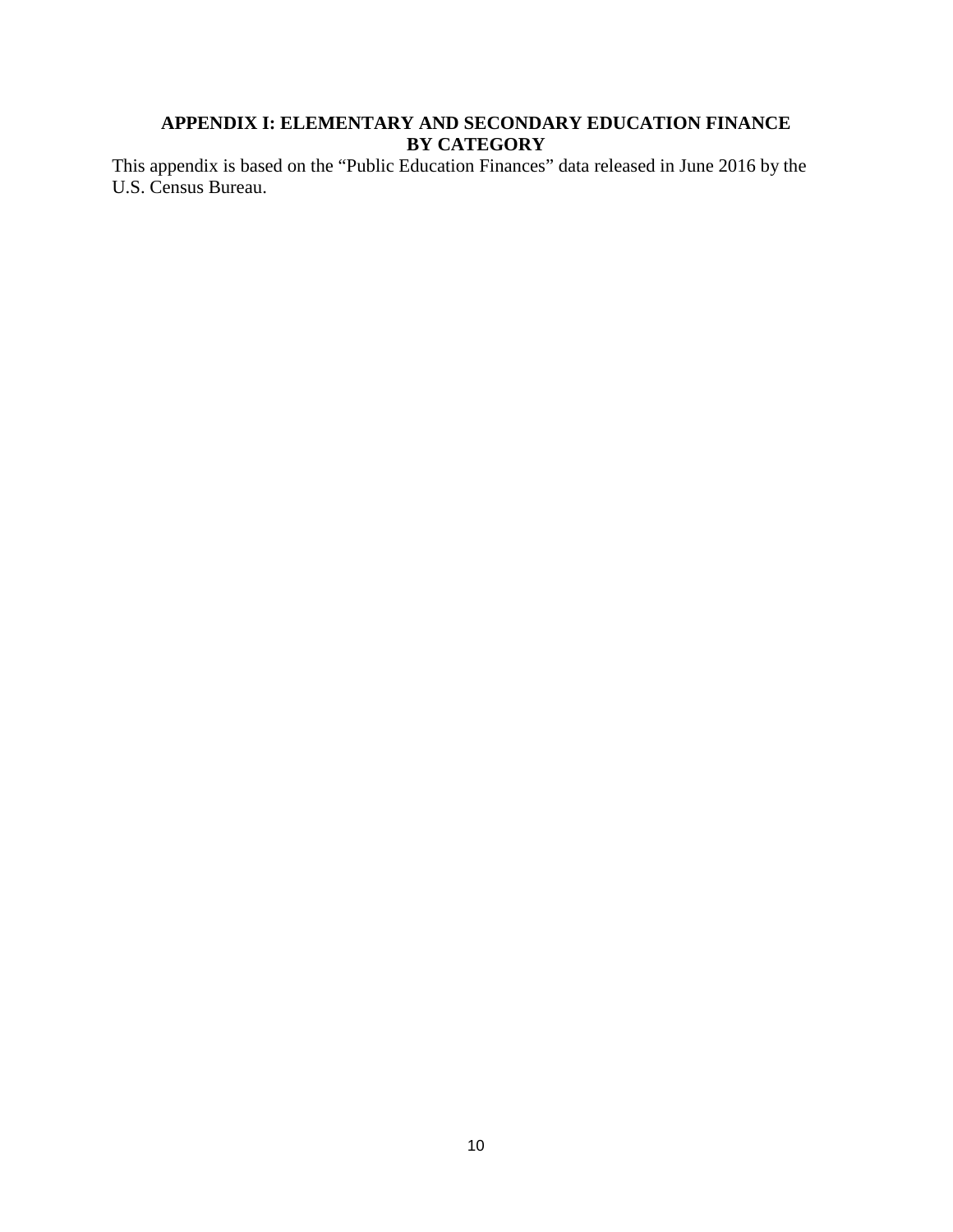## APPENDIX I: ELEMENTARY AND SECONDARY EDUCATION FINANCE BY CATEGORY

This appendix is based on the “Public Education Finances” data released in June 2016 by the U.S. Census Bureau.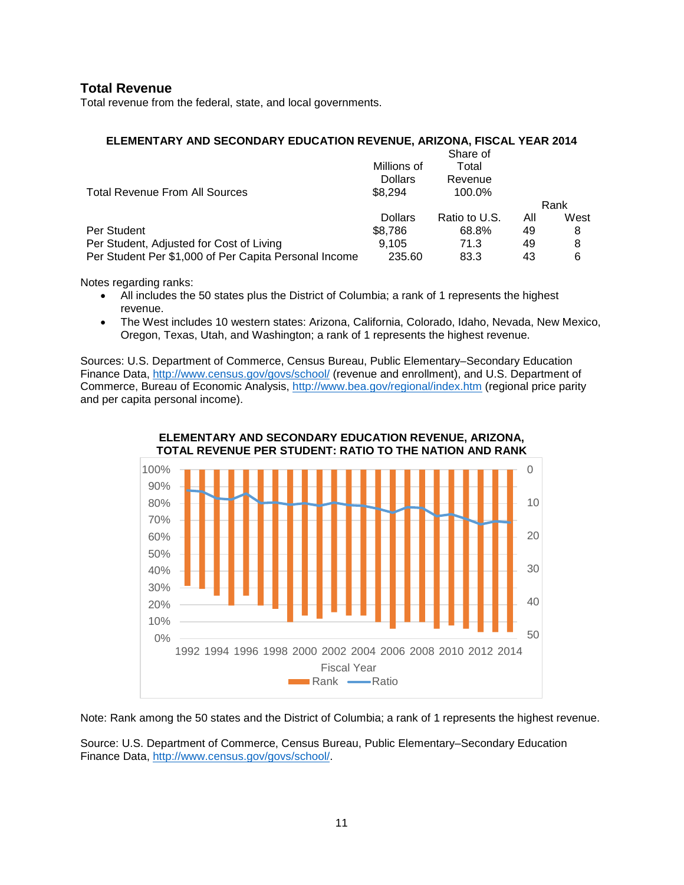## Total Revenue

Total revenue from the federal, state, and local governments.

**ELEMENTARY AND SECONDARY EDUCATION REVENUE, ARIZONA, FISCAL YEAR 2014**

| | Millions of Dollars | Share of Total Revenue | | |
|---|---|---|---|---|
| Total Revenue From All Sources | $8,294 | 100.0% | | |
| | | | Rank | |
| | Dollars | Ratio to U.S. | All | West |
| Per Student | $8,786 | 68.8% | 49 | 8 |
| Per Student, Adjusted for Cost of Living | 9,105 | 71.3 | 49 | 8 |
| Per Student Per $1,000 of Per Capita Personal Income | 235.60 | 83.3 | 43 | 6 |

Notes regarding ranks:

- All includes the 50 states plus the District of Columbia; a rank of 1 represents the highest revenue.
- The West includes 10 western states: Arizona, California, Colorado, Idaho, Nevada, New Mexico, Oregon, Texas, Utah, and Washington; a rank of 1 represents the highest revenue.

Sources: U.S. Department of Commerce, Census Bureau, Public Elementary–Secondary Education Finance Data, http://www.census.gov/govs/school/ (revenue and enrollment), and U.S. Department of Commerce, Bureau of Economic Analysis, http://www.bea.gov/regional/index.htm (regional price parity and per capita personal income).

**ELEMENTARY AND SECONDARY EDUCATION REVENUE, ARIZONA, TOTAL REVENUE PER STUDENT: RATIO TO THE NATION AND RANK**

Note: Rank among the 50 states and the District of Columbia; a rank of 1 represents the highest revenue.

Source: U.S. Department of Commerce, Census Bureau, Public Elementary–Secondary Education Finance Data, http://www.census.gov/govs/school/.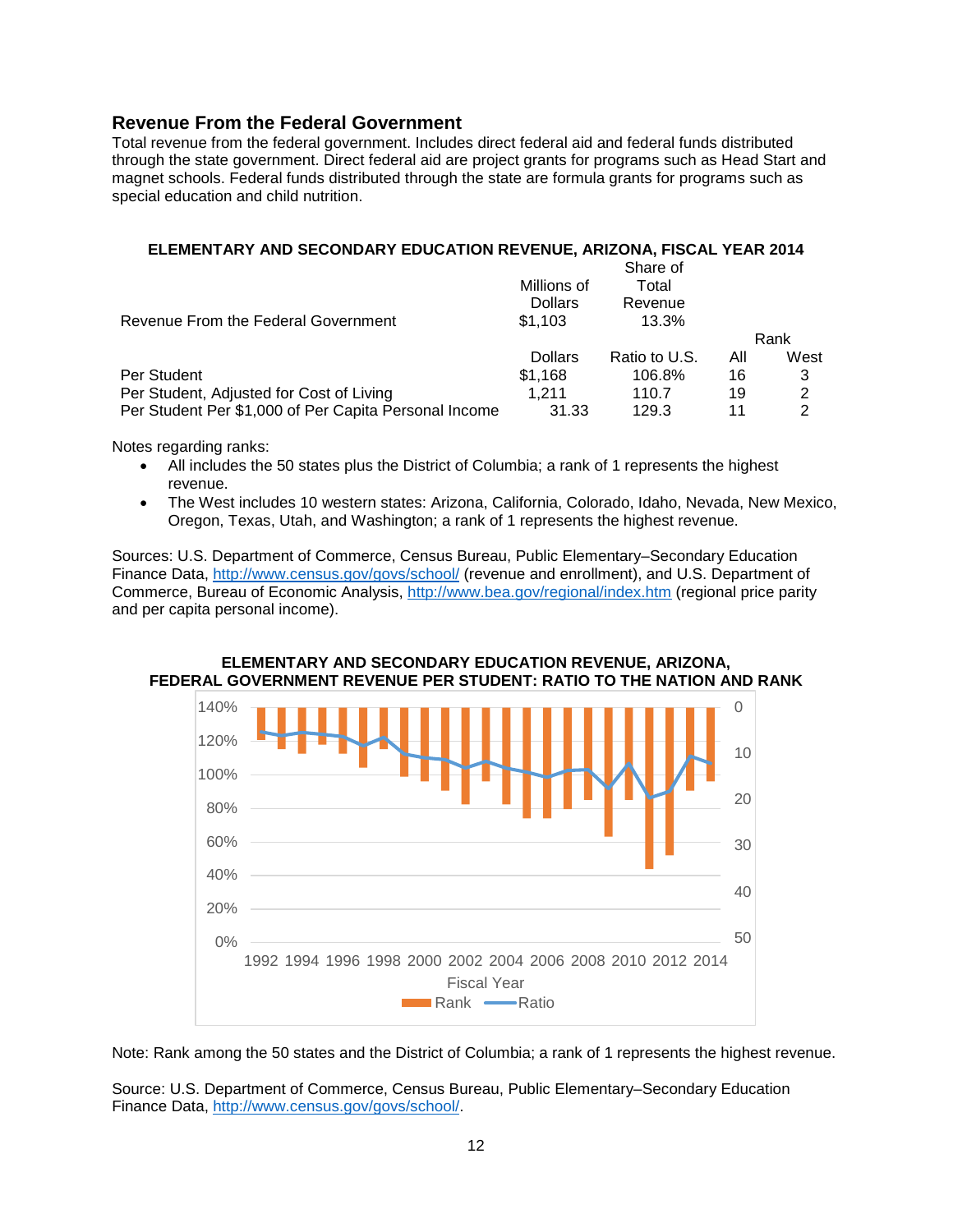## Revenue From the Federal Government

Total revenue from the federal government. Includes direct federal aid and federal funds distributed through the state government. Direct federal aid are project grants for programs such as Head Start and magnet schools. Federal funds distributed through the state are formula grants for programs such as special education and child nutrition.

**ELEMENTARY AND SECONDARY EDUCATION REVENUE, ARIZONA, FISCAL YEAR 2014**

| | Millions of Dollars | Share of Total Revenue | | |
|---|---|---|---|---|
| Revenue From the Federal Government | $1,103 | 13.3% | | |
| | | | Rank | |
| | Dollars | Ratio to U.S. | All | West |
| Per Student | $1,168 | 106.8% | 16 | 3 |
| Per Student, Adjusted for Cost of Living | 1,211 | 110.7 | 19 | 2 |
| Per Student Per $1,000 of Per Capita Personal Income | 31.33 | 129.3 | 11 | 2 |

Notes regarding ranks:

- All includes the 50 states plus the District of Columbia; a rank of 1 represents the highest revenue.
- The West includes 10 western states: Arizona, California, Colorado, Idaho, Nevada, New Mexico, Oregon, Texas, Utah, and Washington; a rank of 1 represents the highest revenue.

Sources: U.S. Department of Commerce, Census Bureau, Public Elementary–Secondary Education Finance Data, http://www.census.gov/govs/school/ (revenue and enrollment), and U.S. Department of Commerce, Bureau of Economic Analysis, http://www.bea.gov/regional/index.htm (regional price parity and per capita personal income).

**ELEMENTARY AND SECONDARY EDUCATION REVENUE, ARIZONA, FEDERAL GOVERNMENT REVENUE PER STUDENT: RATIO TO THE NATION AND RANK**

Note: Rank among the 50 states and the District of Columbia; a rank of 1 represents the highest revenue.

Source: U.S. Department of Commerce, Census Bureau, Public Elementary–Secondary Education Finance Data, http://www.census.gov/govs/school/.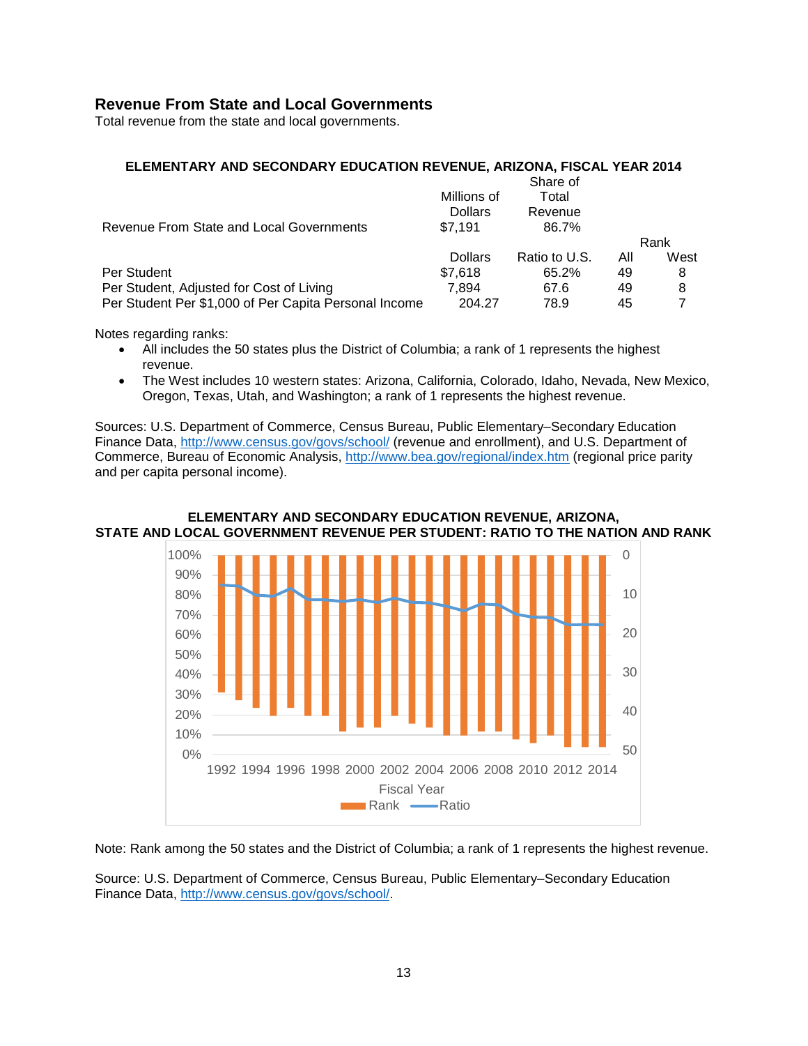## Revenue From State and Local Governments

Total revenue from the state and local governments.

**ELEMENTARY AND SECONDARY EDUCATION REVENUE, ARIZONA, FISCAL YEAR 2014**

| | Millions of Dollars | Share of Total Revenue | | |
|---|---|---|---|---|
| Revenue From State and Local Governments | $7,191 | 86.7% | | |
| | | | Rank | |
| | Dollars | Ratio to U.S. | All | West |
| Per Student | $7,618 | 65.2% | 49 | 8 |
| Per Student, Adjusted for Cost of Living | 7,894 | 67.6 | 49 | 8 |
| Per Student Per $1,000 of Per Capita Personal Income | 204.27 | 78.9 | 45 | 7 |

Notes regarding ranks:

- All includes the 50 states plus the District of Columbia; a rank of 1 represents the highest revenue.
- The West includes 10 western states: Arizona, California, Colorado, Idaho, Nevada, New Mexico, Oregon, Texas, Utah, and Washington; a rank of 1 represents the highest revenue.

Sources: U.S. Department of Commerce, Census Bureau, Public Elementary–Secondary Education Finance Data, http://www.census.gov/govs/school/ (revenue and enrollment), and U.S. Department of Commerce, Bureau of Economic Analysis, http://www.bea.gov/regional/index.htm (regional price parity and per capita personal income).

**ELEMENTARY AND SECONDARY EDUCATION REVENUE, ARIZONA, STATE AND LOCAL GOVERNMENT REVENUE PER STUDENT: RATIO TO THE NATION AND RANK**

Note: Rank among the 50 states and the District of Columbia; a rank of 1 represents the highest revenue.

Source: U.S. Department of Commerce, Census Bureau, Public Elementary–Secondary Education Finance Data, http://www.census.gov/govs/school/.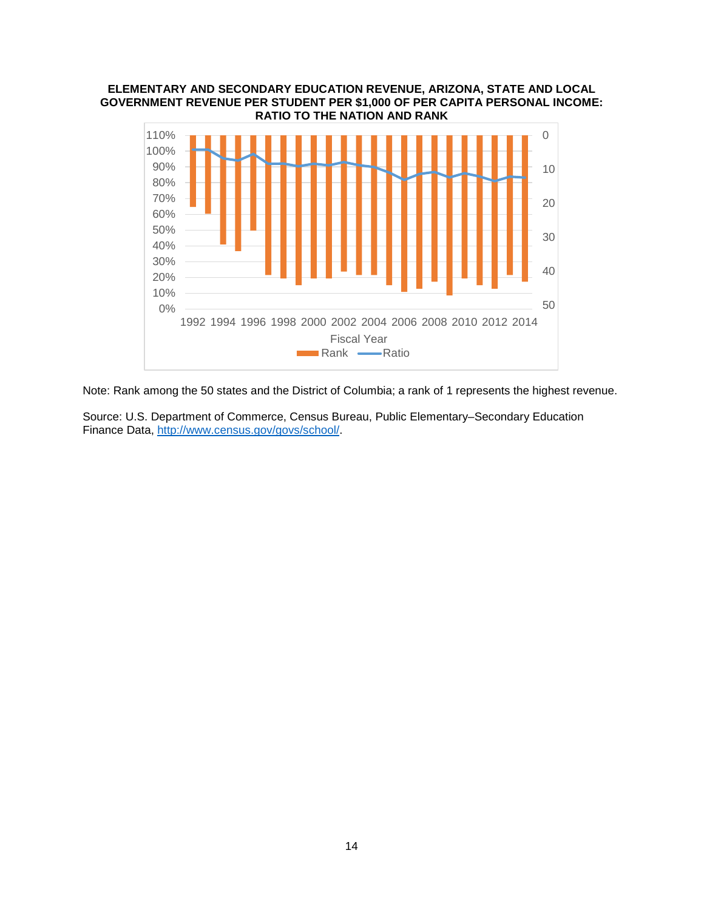**ELEMENTARY AND SECONDARY EDUCATION REVENUE, ARIZONA, STATE AND LOCAL GOVERNMENT REVENUE PER STUDENT PER $1,000 OF PER CAPITA PERSONAL INCOME: RATIO TO THE NATION AND RANK**

Note: Rank among the 50 states and the District of Columbia; a rank of 1 represents the highest revenue.

Source: U.S. Department of Commerce, Census Bureau, Public Elementary–Secondary Education Finance Data, http://www.census.gov/govs/school/.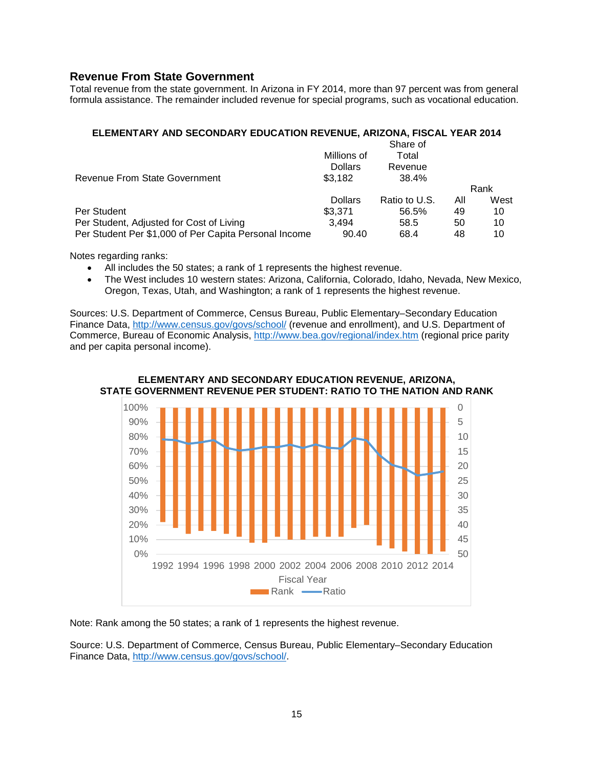## Revenue From State Government

Total revenue from the state government. In Arizona in FY 2014, more than 97 percent was from general formula assistance. The remainder included revenue for special programs, such as vocational education.

**ELEMENTARY AND SECONDARY EDUCATION REVENUE, ARIZONA, FISCAL YEAR 2014**

| | Millions of Dollars | Share of Total Revenue | | |
|---|---|---|---|---|
| Revenue From State Government | $3,182 | 38.4% | | |
| | | | Rank | |
| | Dollars | Ratio to U.S. | All | West |
| Per Student | $3,371 | 56.5% | 49 | 10 |
| Per Student, Adjusted for Cost of Living | 3,494 | 58.5 | 50 | 10 |
| Per Student Per $1,000 of Per Capita Personal Income | 90.40 | 68.4 | 48 | 10 |

Notes regarding ranks:

- All includes the 50 states; a rank of 1 represents the highest revenue.
- The West includes 10 western states: Arizona, California, Colorado, Idaho, Nevada, New Mexico, Oregon, Texas, Utah, and Washington; a rank of 1 represents the highest revenue.

Sources: U.S. Department of Commerce, Census Bureau, Public Elementary–Secondary Education Finance Data, http://www.census.gov/govs/school/ (revenue and enrollment), and U.S. Department of Commerce, Bureau of Economic Analysis, http://www.bea.gov/regional/index.htm (regional price parity and per capita personal income).

**ELEMENTARY AND SECONDARY EDUCATION REVENUE, ARIZONA, STATE GOVERNMENT REVENUE PER STUDENT: RATIO TO THE NATION AND RANK**

Note: Rank among the 50 states; a rank of 1 represents the highest revenue.

Source: U.S. Department of Commerce, Census Bureau, Public Elementary–Secondary Education Finance Data, http://www.census.gov/govs/school/.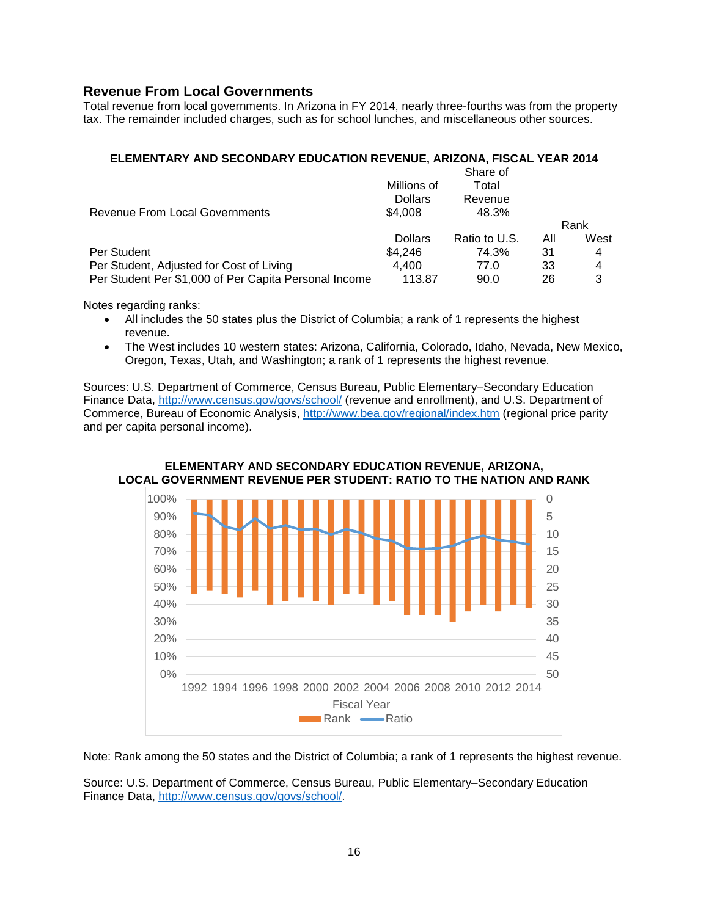## Revenue From Local Governments

Total revenue from local governments. In Arizona in FY 2014, nearly three-fourths was from the property tax. The remainder included charges, such as for school lunches, and miscellaneous other sources.

**ELEMENTARY AND SECONDARY EDUCATION REVENUE, ARIZONA, FISCAL YEAR 2014**

| | Millions of Dollars | Share of Total Revenue | | |
|---|---|---|---|---|
| Revenue From Local Governments | $4,008 | 48.3% | | |
| | | | Rank | |
| | Dollars | Ratio to U.S. | All | West |
| Per Student | $4,246 | 74.3% | 31 | 4 |
| Per Student, Adjusted for Cost of Living | 4,400 | 77.0 | 33 | 4 |
| Per Student Per $1,000 of Per Capita Personal Income | 113.87 | 90.0 | 26 | 3 |

Notes regarding ranks:

- All includes the 50 states plus the District of Columbia; a rank of 1 represents the highest revenue.
- The West includes 10 western states: Arizona, California, Colorado, Idaho, Nevada, New Mexico, Oregon, Texas, Utah, and Washington; a rank of 1 represents the highest revenue.

Sources: U.S. Department of Commerce, Census Bureau, Public Elementary–Secondary Education Finance Data, http://www.census.gov/govs/school/ (revenue and enrollment), and U.S. Department of Commerce, Bureau of Economic Analysis, http://www.bea.gov/regional/index.htm (regional price parity and per capita personal income).

**ELEMENTARY AND SECONDARY EDUCATION REVENUE, ARIZONA, LOCAL GOVERNMENT REVENUE PER STUDENT: RATIO TO THE NATION AND RANK**

Note: Rank among the 50 states and the District of Columbia; a rank of 1 represents the highest revenue.

Source: U.S. Department of Commerce, Census Bureau, Public Elementary–Secondary Education Finance Data, http://www.census.gov/govs/school/.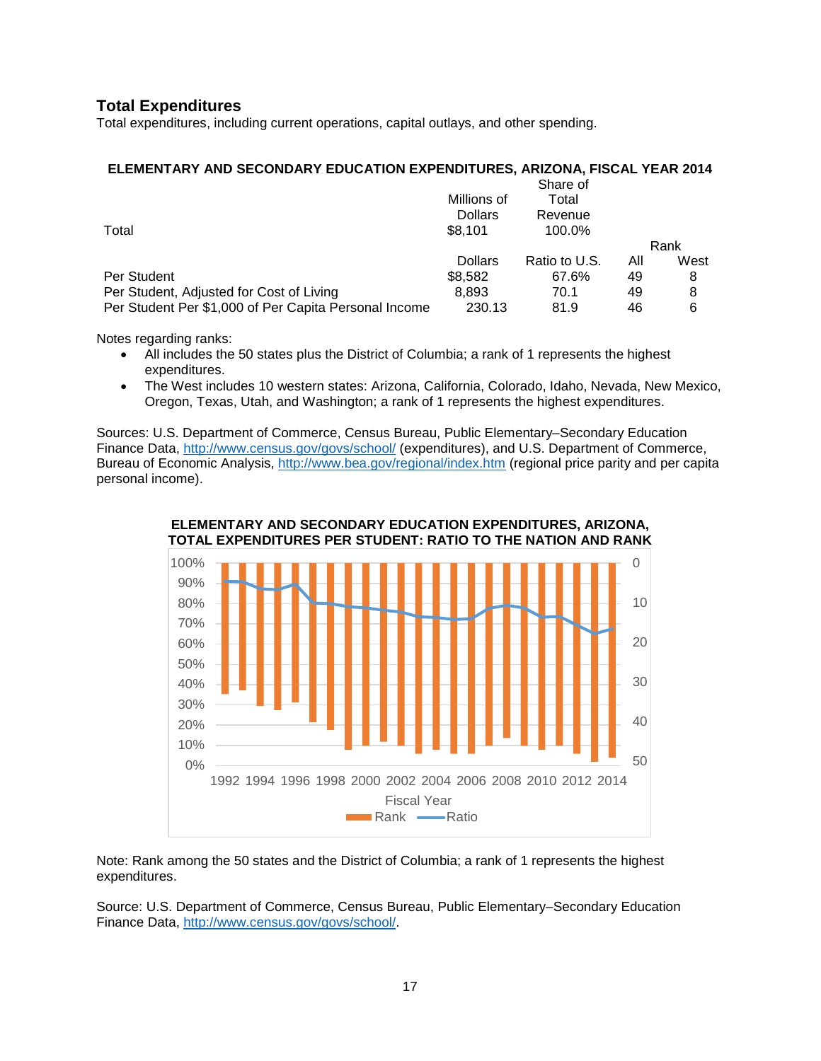## Total Expenditures

Total expenditures, including current operations, capital outlays, and other spending.

**ELEMENTARY AND SECONDARY EDUCATION EXPENDITURES, ARIZONA, FISCAL YEAR 2014**

| | Millions of Dollars | Share of Total Revenue | | |
|---|---|---|---|---|
| Total | $8,101 | 100.0% | | |
| | | | Rank | |
| | Dollars | Ratio to U.S. | All | West |
| Per Student | $8,582 | 67.6% | 49 | 8 |
| Per Student, Adjusted for Cost of Living | 8,893 | 70.1 | 49 | 8 |
| Per Student Per $1,000 of Per Capita Personal Income | 230.13 | 81.9 | 46 | 6 |

Notes regarding ranks:

- All includes the 50 states plus the District of Columbia; a rank of 1 represents the highest expenditures.
- The West includes 10 western states: Arizona, California, Colorado, Idaho, Nevada, New Mexico, Oregon, Texas, Utah, and Washington; a rank of 1 represents the highest expenditures.

Sources: U.S. Department of Commerce, Census Bureau, Public Elementary–Secondary Education Finance Data, http://www.census.gov/govs/school/ (expenditures), and U.S. Department of Commerce, Bureau of Economic Analysis, http://www.bea.gov/regional/index.htm (regional price parity and per capita personal income).

**ELEMENTARY AND SECONDARY EDUCATION EXPENDITURES, ARIZONA, TOTAL EXPENDITURES PER STUDENT: RATIO TO THE NATION AND RANK**

Note: Rank among the 50 states and the District of Columbia; a rank of 1 represents the highest expenditures.

Source: U.S. Department of Commerce, Census Bureau, Public Elementary–Secondary Education Finance Data, http://www.census.gov/govs/school/.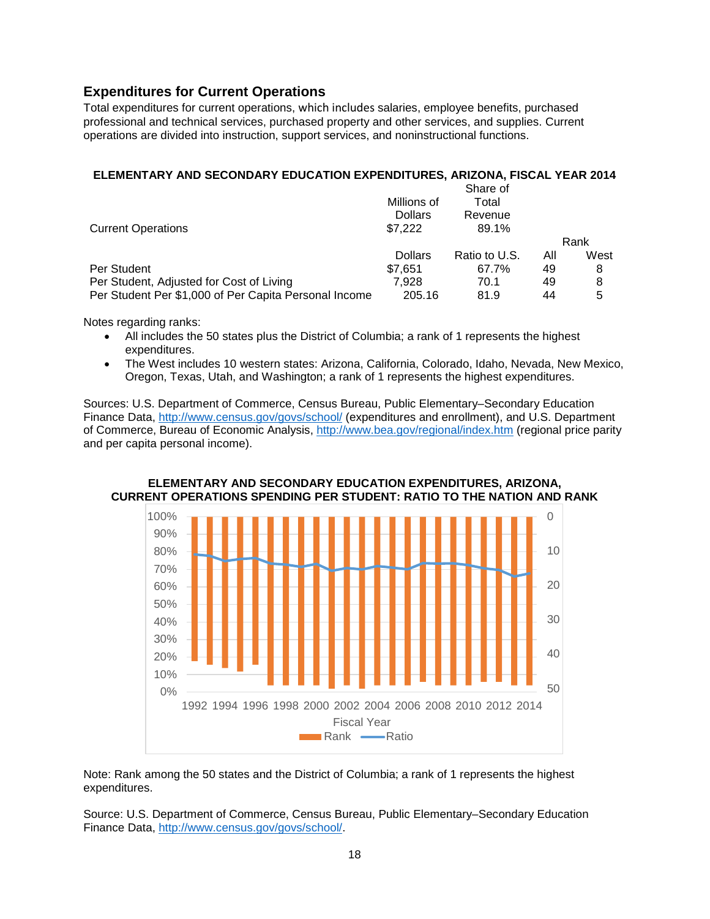## Expenditures for Current Operations

Total expenditures for current operations, which includes salaries, employee benefits, purchased professional and technical services, purchased property and other services, and supplies. Current operations are divided into instruction, support services, and noninstructional functions.

**ELEMENTARY AND SECONDARY EDUCATION EXPENDITURES, ARIZONA, FISCAL YEAR 2014**

| | Millions of Dollars | Share of Total Revenue | | |
|---|---|---|---|---|
| Current Operations | $7,222 | 89.1% | | |
| | | | Rank | |
| | Dollars | Ratio to U.S. | All | West |
| Per Student | $7,651 | 67.7% | 49 | 8 |
| Per Student, Adjusted for Cost of Living | 7,928 | 70.1 | 49 | 8 |
| Per Student Per $1,000 of Per Capita Personal Income | 205.16 | 81.9 | 44 | 5 |

Notes regarding ranks:

- All includes the 50 states plus the District of Columbia; a rank of 1 represents the highest expenditures.
- The West includes 10 western states: Arizona, California, Colorado, Idaho, Nevada, New Mexico, Oregon, Texas, Utah, and Washington; a rank of 1 represents the highest expenditures.

Sources: U.S. Department of Commerce, Census Bureau, Public Elementary–Secondary Education Finance Data, http://www.census.gov/govs/school/ (expenditures and enrollment), and U.S. Department of Commerce, Bureau of Economic Analysis, http://www.bea.gov/regional/index.htm (regional price parity and per capita personal income).

**ELEMENTARY AND SECONDARY EDUCATION EXPENDITURES, ARIZONA, CURRENT OPERATIONS SPENDING PER STUDENT: RATIO TO THE NATION AND RANK**

Note: Rank among the 50 states and the District of Columbia; a rank of 1 represents the highest expenditures.

Source: U.S. Department of Commerce, Census Bureau, Public Elementary–Secondary Education Finance Data, http://www.census.gov/govs/school/.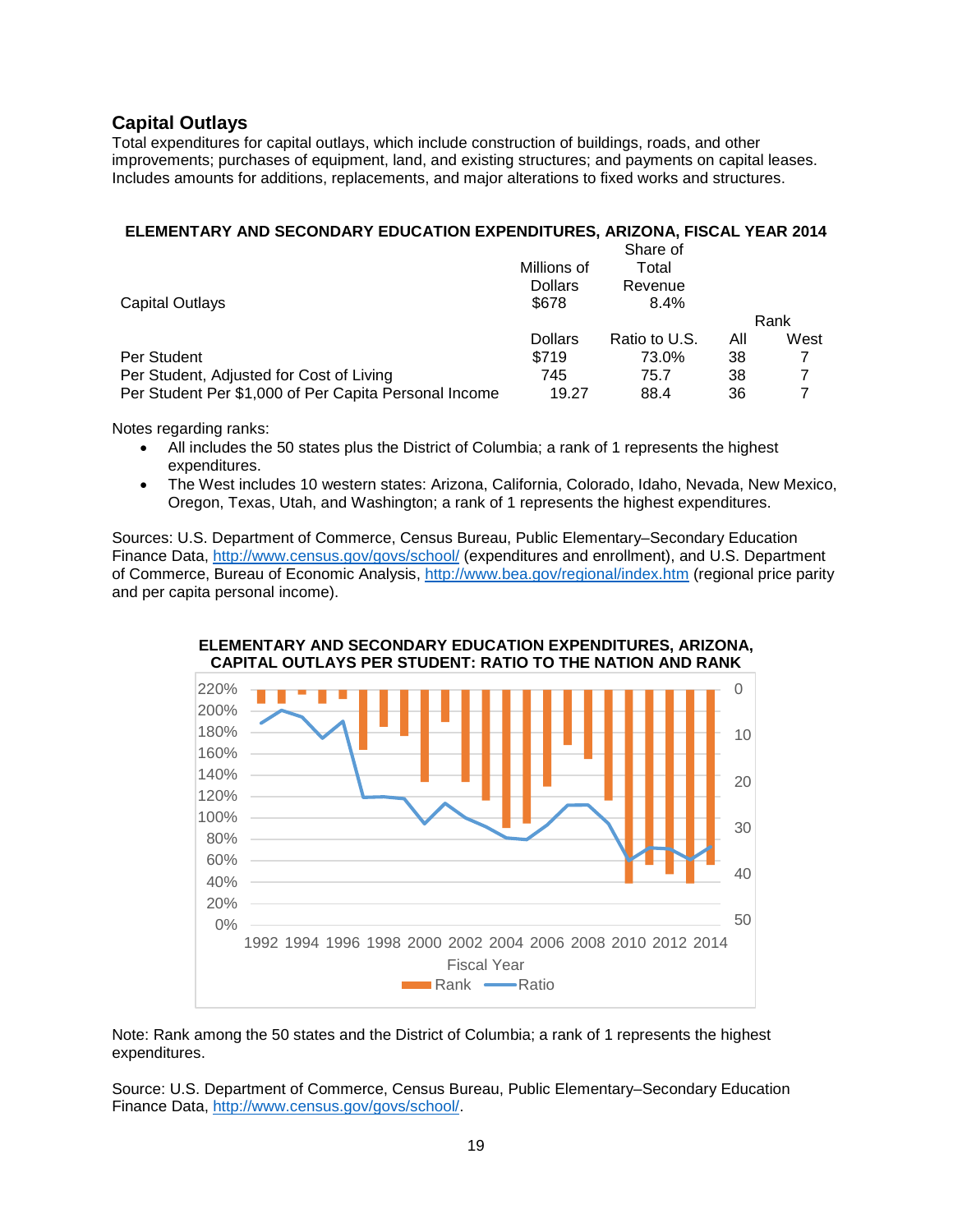## Capital Outlays

Total expenditures for capital outlays, which include construction of buildings, roads, and other improvements; purchases of equipment, land, and existing structures; and payments on capital leases. Includes amounts for additions, replacements, and major alterations to fixed works and structures.

**ELEMENTARY AND SECONDARY EDUCATION EXPENDITURES, ARIZONA, FISCAL YEAR 2014**

| | Millions of Dollars | Share of Total Revenue | | |
|---|---|---|---|---|
| Capital Outlays | $678 | 8.4% | | |
| | | | Rank | |
| | Dollars | Ratio to U.S. | All | West |
| Per Student | $719 | 73.0% | 38 | 7 |
| Per Student, Adjusted for Cost of Living | 745 | 75.7 | 38 | 7 |
| Per Student Per $1,000 of Per Capita Personal Income | 19.27 | 88.4 | 36 | 7 |

Notes regarding ranks:

- All includes the 50 states plus the District of Columbia; a rank of 1 represents the highest expenditures.
- The West includes 10 western states: Arizona, California, Colorado, Idaho, Nevada, New Mexico, Oregon, Texas, Utah, and Washington; a rank of 1 represents the highest expenditures.

Sources: U.S. Department of Commerce, Census Bureau, Public Elementary–Secondary Education Finance Data, http://www.census.gov/govs/school/ (expenditures and enrollment), and U.S. Department of Commerce, Bureau of Economic Analysis, http://www.bea.gov/regional/index.htm (regional price parity and per capita personal income).

**ELEMENTARY AND SECONDARY EDUCATION EXPENDITURES, ARIZONA, CAPITAL OUTLAYS PER STUDENT: RATIO TO THE NATION AND RANK**

Note: Rank among the 50 states and the District of Columbia; a rank of 1 represents the highest expenditures.

Source: U.S. Department of Commerce, Census Bureau, Public Elementary–Secondary Education Finance Data, http://www.census.gov/govs/school/.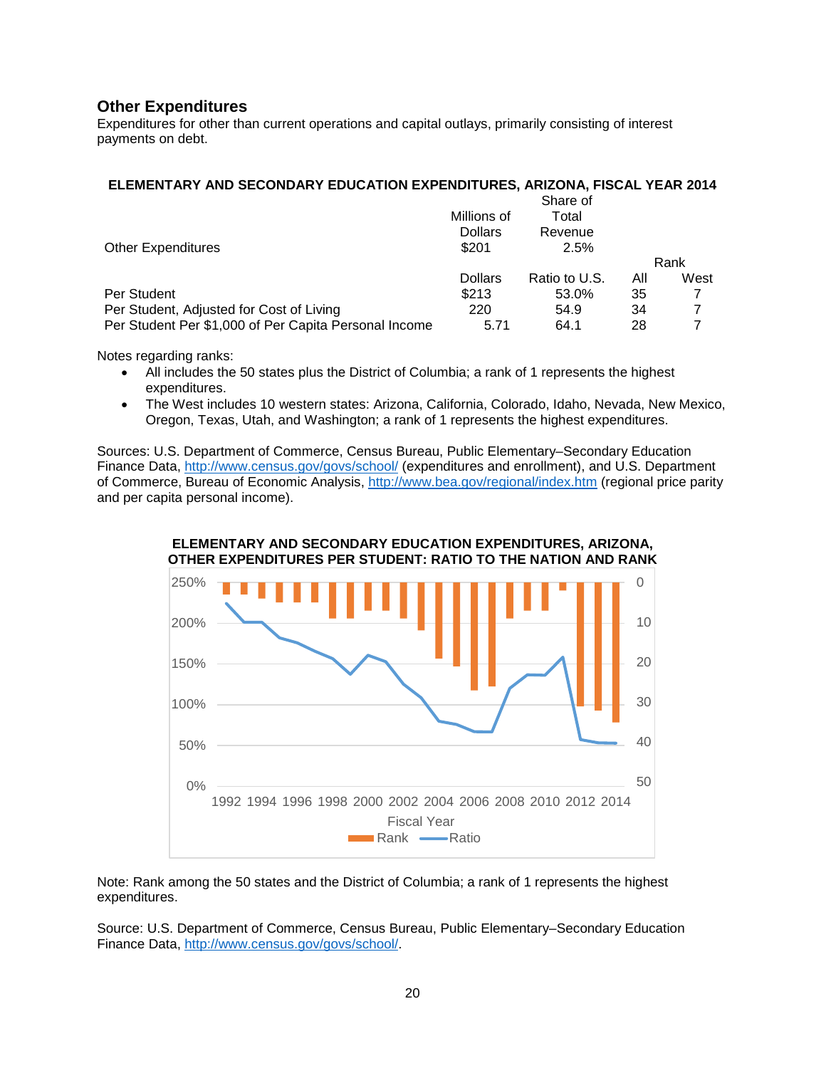## Other Expenditures

Expenditures for other than current operations and capital outlays, primarily consisting of interest payments on debt.

**ELEMENTARY AND SECONDARY EDUCATION EXPENDITURES, ARIZONA, FISCAL YEAR 2014**

| | Millions of Dollars | Share of Total Revenue | | |
|---|---|---|---|---|
| Other Expenditures | $201 | 2.5% | | |
| | | | Rank | |
| | Dollars | Ratio to U.S. | All | West |
| Per Student | $213 | 53.0% | 35 | 7 |
| Per Student, Adjusted for Cost of Living | 220 | 54.9 | 34 | 7 |
| Per Student Per $1,000 of Per Capita Personal Income | 5.71 | 64.1 | 28 | 7 |

Notes regarding ranks:

- All includes the 50 states plus the District of Columbia; a rank of 1 represents the highest expenditures.
- The West includes 10 western states: Arizona, California, Colorado, Idaho, Nevada, New Mexico, Oregon, Texas, Utah, and Washington; a rank of 1 represents the highest expenditures.

Sources: U.S. Department of Commerce, Census Bureau, Public Elementary–Secondary Education Finance Data, http://www.census.gov/govs/school/ (expenditures and enrollment), and U.S. Department of Commerce, Bureau of Economic Analysis, http://www.bea.gov/regional/index.htm (regional price parity and per capita personal income).

**ELEMENTARY AND SECONDARY EDUCATION EXPENDITURES, ARIZONA, OTHER EXPENDITURES PER STUDENT: RATIO TO THE NATION AND RANK**

Note: Rank among the 50 states and the District of Columbia; a rank of 1 represents the highest expenditures.

Source: U.S. Department of Commerce, Census Bureau, Public Elementary–Secondary Education Finance Data, http://www.census.gov/govs/school/.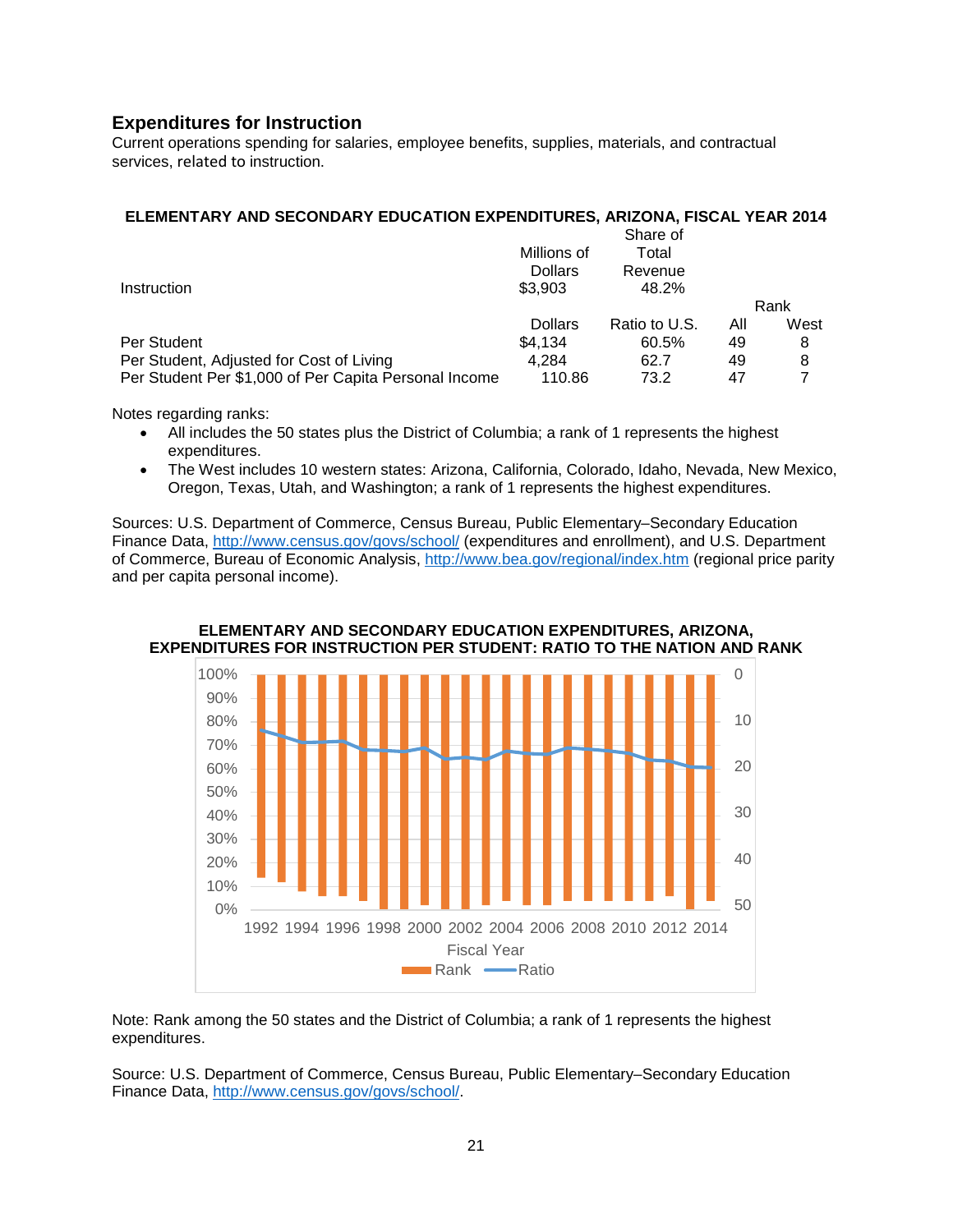## Expenditures for Instruction

Current operations spending for salaries, employee benefits, supplies, materials, and contractual services, related to instruction.

**ELEMENTARY AND SECONDARY EDUCATION EXPENDITURES, ARIZONA, FISCAL YEAR 2014**

| | Millions of Dollars | Share of Total Revenue | | |
|---|---|---|---|---|
| Instruction | $3,903 | 48.2% | | |
| | | | Rank | |
| | Dollars | Ratio to U.S. | All | West |
| Per Student | $4,134 | 60.5% | 49 | 8 |
| Per Student, Adjusted for Cost of Living | 4,284 | 62.7 | 49 | 8 |
| Per Student Per $1,000 of Per Capita Personal Income | 110.86 | 73.2 | 47 | 7 |

Notes regarding ranks:

- All includes the 50 states plus the District of Columbia; a rank of 1 represents the highest expenditures.
- The West includes 10 western states: Arizona, California, Colorado, Idaho, Nevada, New Mexico, Oregon, Texas, Utah, and Washington; a rank of 1 represents the highest expenditures.

Sources: U.S. Department of Commerce, Census Bureau, Public Elementary–Secondary Education Finance Data, http://www.census.gov/govs/school/ (expenditures and enrollment), and U.S. Department of Commerce, Bureau of Economic Analysis, http://www.bea.gov/regional/index.htm (regional price parity and per capita personal income).

**ELEMENTARY AND SECONDARY EDUCATION EXPENDITURES, ARIZONA, EXPENDITURES FOR INSTRUCTION PER STUDENT: RATIO TO THE NATION AND RANK**

Note: Rank among the 50 states and the District of Columbia; a rank of 1 represents the highest expenditures.

Source: U.S. Department of Commerce, Census Bureau, Public Elementary–Secondary Education Finance Data, http://www.census.gov/govs/school/.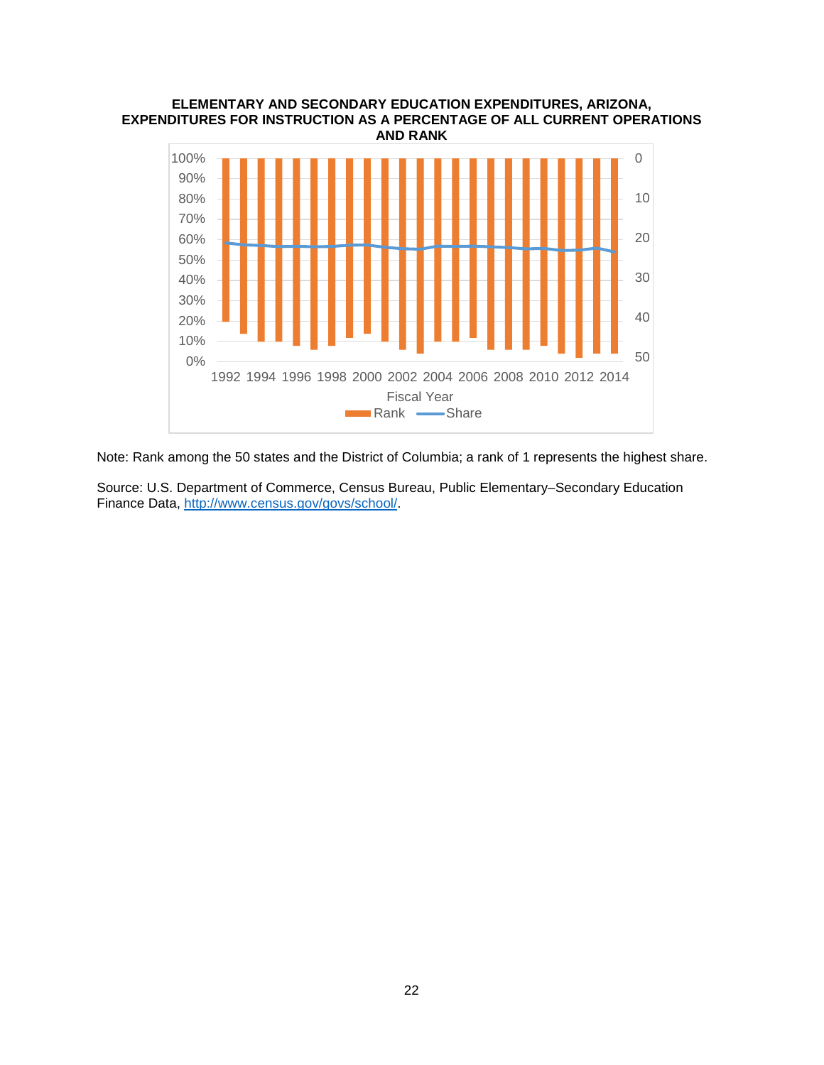**ELEMENTARY AND SECONDARY EDUCATION EXPENDITURES, ARIZONA, EXPENDITURES FOR INSTRUCTION AS A PERCENTAGE OF ALL CURRENT OPERATIONS AND RANK**

Note: Rank among the 50 states and the District of Columbia; a rank of 1 represents the highest share.

Source: U.S. Department of Commerce, Census Bureau, Public Elementary–Secondary Education Finance Data, [http://www.census.gov/govs/school/](http://www.census.gov/govs/school/).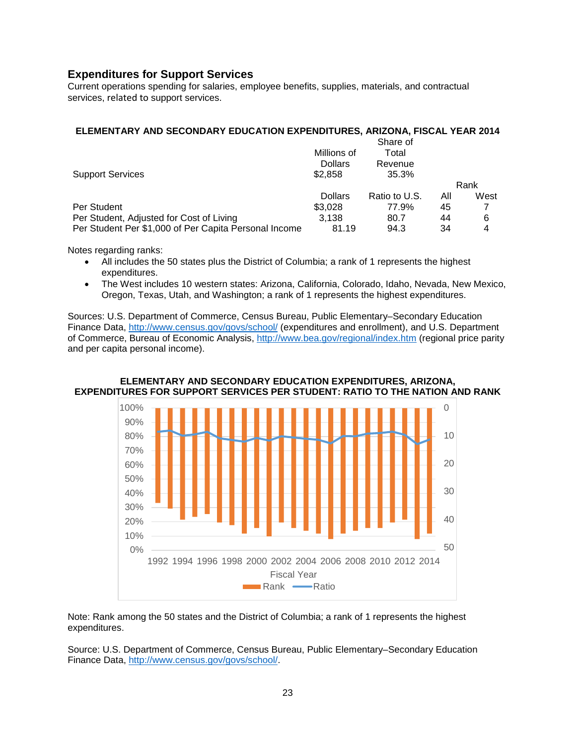## Expenditures for Support Services

Current operations spending for salaries, employee benefits, supplies, materials, and contractual services, related to support services.

**ELEMENTARY AND SECONDARY EDUCATION EXPENDITURES, ARIZONA, FISCAL YEAR 2014**

| | Millions of Dollars | Share of Total Revenue | | |
|---|---|---|---|---|
| Support Services | $2,858 | 35.3% | | |

| | | | Rank | |
|---|---|---|---|---|
| | Dollars | Ratio to U.S. | All | West |
| Per Student | $3,028 | 77.9% | 45 | 7 |
| Per Student, Adjusted for Cost of Living | 3,138 | 80.7 | 44 | 6 |
| Per Student Per $1,000 of Per Capita Personal Income | 81.19 | 94.3 | 34 | 4 |

Notes regarding ranks:

- All includes the 50 states plus the District of Columbia; a rank of 1 represents the highest expenditures.
- The West includes 10 western states: Arizona, California, Colorado, Idaho, Nevada, New Mexico, Oregon, Texas, Utah, and Washington; a rank of 1 represents the highest expenditures.

Sources: U.S. Department of Commerce, Census Bureau, Public Elementary–Secondary Education Finance Data, http://www.census.gov/govs/school/ (expenditures and enrollment), and U.S. Department of Commerce, Bureau of Economic Analysis, http://www.bea.gov/regional/index.htm (regional price parity and per capita personal income).

**ELEMENTARY AND SECONDARY EDUCATION EXPENDITURES, ARIZONA, EXPENDITURES FOR SUPPORT SERVICES PER STUDENT: RATIO TO THE NATION AND RANK**

Note: Rank among the 50 states and the District of Columbia; a rank of 1 represents the highest expenditures.

Source: U.S. Department of Commerce, Census Bureau, Public Elementary–Secondary Education Finance Data, http://www.census.gov/govs/school/.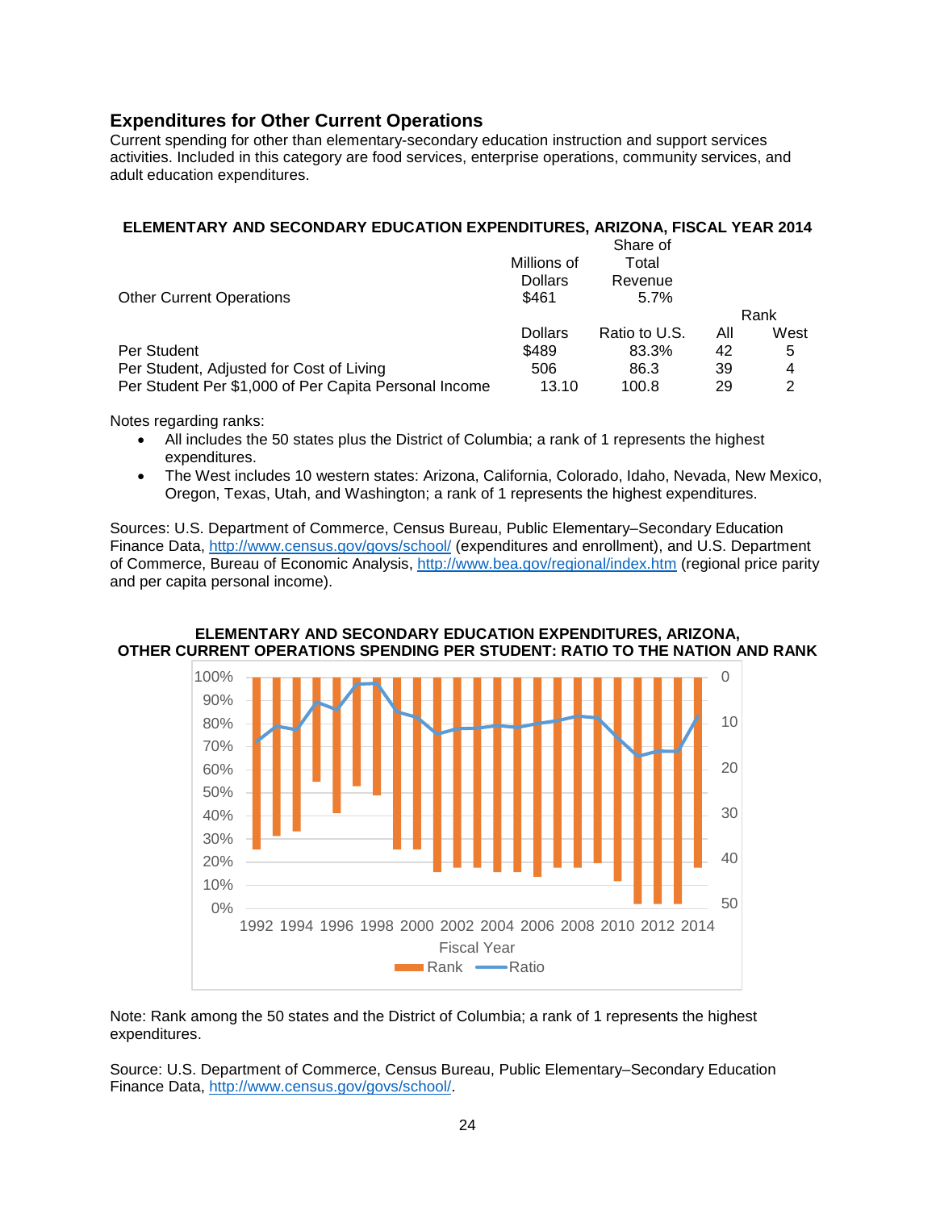## Expenditures for Other Current Operations

Current spending for other than elementary-secondary education instruction and support services activities. Included in this category are food services, enterprise operations, community services, and adult education expenditures.

**ELEMENTARY AND SECONDARY EDUCATION EXPENDITURES, ARIZONA, FISCAL YEAR 2014**

| | Millions of Dollars | Share of Total Revenue | | |
|---|---|---|---|---|
| Other Current Operations | $461 | 5.7% | | |
| | | | Rank | |
| | Dollars | Ratio to U.S. | All | West |
| Per Student | $489 | 83.3% | 42 | 5 |
| Per Student, Adjusted for Cost of Living | 506 | 86.3 | 39 | 4 |
| Per Student Per $1,000 of Per Capita Personal Income | 13.10 | 100.8 | 29 | 2 |

Notes regarding ranks:

- All includes the 50 states plus the District of Columbia; a rank of 1 represents the highest expenditures.
- The West includes 10 western states: Arizona, California, Colorado, Idaho, Nevada, New Mexico, Oregon, Texas, Utah, and Washington; a rank of 1 represents the highest expenditures.

Sources: U.S. Department of Commerce, Census Bureau, Public Elementary–Secondary Education Finance Data, http://www.census.gov/govs/school/ (expenditures and enrollment), and U.S. Department of Commerce, Bureau of Economic Analysis, http://www.bea.gov/regional/index.htm (regional price parity and per capita personal income).

**ELEMENTARY AND SECONDARY EDUCATION EXPENDITURES, ARIZONA, OTHER CURRENT OPERATIONS SPENDING PER STUDENT: RATIO TO THE NATION AND RANK**

Note: Rank among the 50 states and the District of Columbia; a rank of 1 represents the highest expenditures.

Source: U.S. Department of Commerce, Census Bureau, Public Elementary–Secondary Education Finance Data, http://www.census.gov/govs/school/.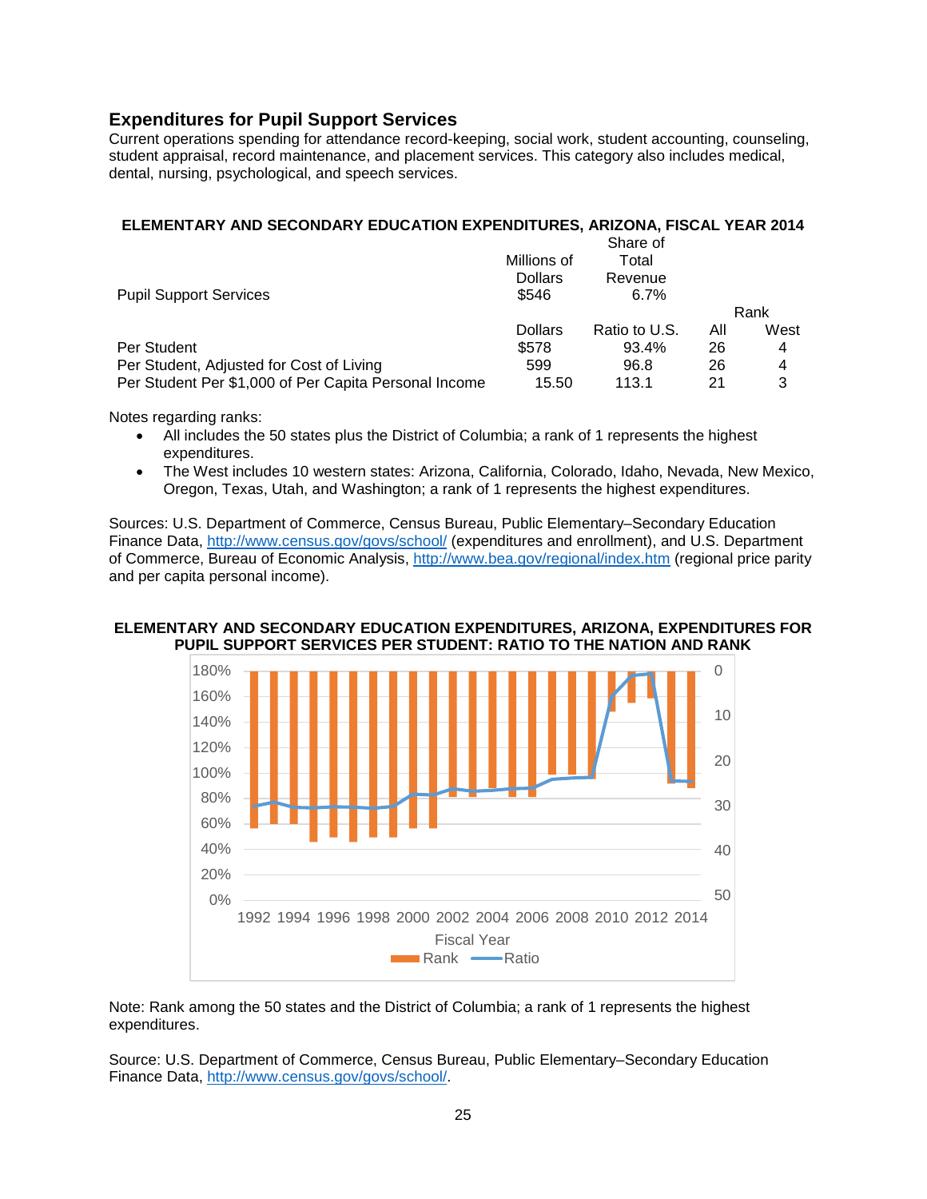## Expenditures for Pupil Support Services

Current operations spending for attendance record-keeping, social work, student accounting, counseling, student appraisal, record maintenance, and placement services. This category also includes medical, dental, nursing, psychological, and speech services.

**ELEMENTARY AND SECONDARY EDUCATION EXPENDITURES, ARIZONA, FISCAL YEAR 2014**

| | Millions of Dollars | Share of Total Revenue | | |
|---|---|---|---|---|
| Pupil Support Services | $546 | 6.7% | | |
| | | | Rank | |
| | Dollars | Ratio to U.S. | All | West |
| Per Student | $578 | 93.4% | 26 | 4 |
| Per Student, Adjusted for Cost of Living | 599 | 96.8 | 26 | 4 |
| Per Student Per $1,000 of Per Capita Personal Income | 15.50 | 113.1 | 21 | 3 |

Notes regarding ranks:

- All includes the 50 states plus the District of Columbia; a rank of 1 represents the highest expenditures.
- The West includes 10 western states: Arizona, California, Colorado, Idaho, Nevada, New Mexico, Oregon, Texas, Utah, and Washington; a rank of 1 represents the highest expenditures.

Sources: U.S. Department of Commerce, Census Bureau, Public Elementary–Secondary Education Finance Data, http://www.census.gov/govs/school/ (expenditures and enrollment), and U.S. Department of Commerce, Bureau of Economic Analysis, http://www.bea.gov/regional/index.htm (regional price parity and per capita personal income).

**ELEMENTARY AND SECONDARY EDUCATION EXPENDITURES, ARIZONA, EXPENDITURES FOR PUPIL SUPPORT SERVICES PER STUDENT: RATIO TO THE NATION AND RANK**

Note: Rank among the 50 states and the District of Columbia; a rank of 1 represents the highest expenditures.

Source: U.S. Department of Commerce, Census Bureau, Public Elementary–Secondary Education Finance Data, http://www.census.gov/govs/school/.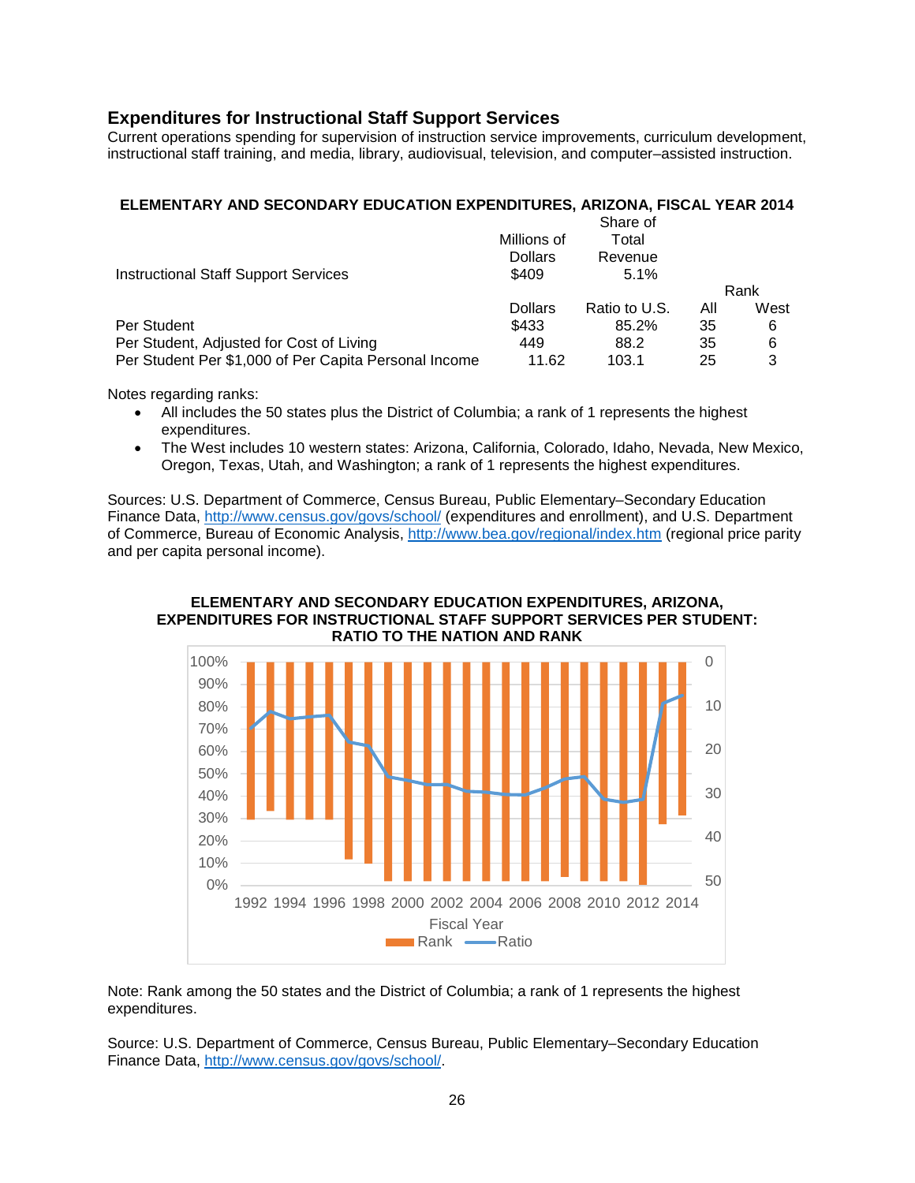## Expenditures for Instructional Staff Support Services

Current operations spending for supervision of instruction service improvements, curriculum development, instructional staff training, and media, library, audiovisual, television, and computer–assisted instruction.

**ELEMENTARY AND SECONDARY EDUCATION EXPENDITURES, ARIZONA, FISCAL YEAR 2014**

| | Millions of Dollars | Share of Total Revenue | | |
|---|---|---|---|---|
| Instructional Staff Support Services | $409 | 5.1% | | |
| | | | Rank | |
| | Dollars | Ratio to U.S. | All | West |
| Per Student | $433 | 85.2% | 35 | 6 |
| Per Student, Adjusted for Cost of Living | 449 | 88.2 | 35 | 6 |
| Per Student Per $1,000 of Per Capita Personal Income | 11.62 | 103.1 | 25 | 3 |

Notes regarding ranks:

- All includes the 50 states plus the District of Columbia; a rank of 1 represents the highest expenditures.
- The West includes 10 western states: Arizona, California, Colorado, Idaho, Nevada, New Mexico, Oregon, Texas, Utah, and Washington; a rank of 1 represents the highest expenditures.

Sources: U.S. Department of Commerce, Census Bureau, Public Elementary–Secondary Education Finance Data, http://www.census.gov/govs/school/ (expenditures and enrollment), and U.S. Department of Commerce, Bureau of Economic Analysis, http://www.bea.gov/regional/index.htm (regional price parity and per capita personal income).

**ELEMENTARY AND SECONDARY EDUCATION EXPENDITURES, ARIZONA, EXPENDITURES FOR INSTRUCTIONAL STAFF SUPPORT SERVICES PER STUDENT: RATIO TO THE NATION AND RANK**

Note: Rank among the 50 states and the District of Columbia; a rank of 1 represents the highest expenditures.

Source: U.S. Department of Commerce, Census Bureau, Public Elementary–Secondary Education Finance Data, http://www.census.gov/govs/school/.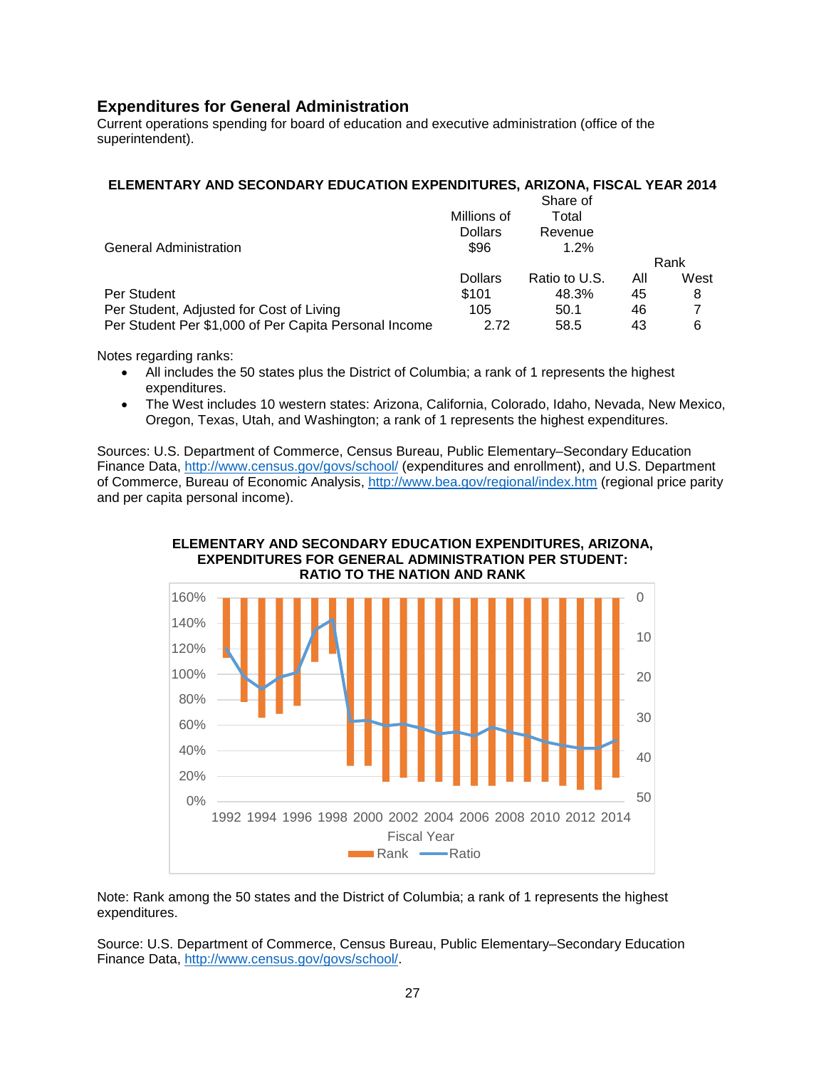## Expenditures for General Administration

Current operations spending for board of education and executive administration (office of the superintendent).

**ELEMENTARY AND SECONDARY EDUCATION EXPENDITURES, ARIZONA, FISCAL YEAR 2014**

| | Millions of Dollars | Share of Total Revenue | | |
|---|---|---|---|---|
| General Administration | $96 | 1.2% | | |

| | Dollars | Ratio to U.S. | Rank All | Rank West |
|---|---|---|---|---|
| Per Student | $101 | 48.3% | 45 | 8 |
| Per Student, Adjusted for Cost of Living | 105 | 50.1 | 46 | 7 |
| Per Student Per $1,000 of Per Capita Personal Income | 2.72 | 58.5 | 43 | 6 |

Notes regarding ranks:

- All includes the 50 states plus the District of Columbia; a rank of 1 represents the highest expenditures.
- The West includes 10 western states: Arizona, California, Colorado, Idaho, Nevada, New Mexico, Oregon, Texas, Utah, and Washington; a rank of 1 represents the highest expenditures.

Sources: U.S. Department of Commerce, Census Bureau, Public Elementary–Secondary Education Finance Data, http://www.census.gov/govs/school/ (expenditures and enrollment), and U.S. Department of Commerce, Bureau of Economic Analysis, http://www.bea.gov/regional/index.htm (regional price parity and per capita personal income).

**ELEMENTARY AND SECONDARY EDUCATION EXPENDITURES, ARIZONA, EXPENDITURES FOR GENERAL ADMINISTRATION PER STUDENT: RATIO TO THE NATION AND RANK**

Note: Rank among the 50 states and the District of Columbia; a rank of 1 represents the highest expenditures.

Source: U.S. Department of Commerce, Census Bureau, Public Elementary–Secondary Education Finance Data, http://www.census.gov/govs/school/.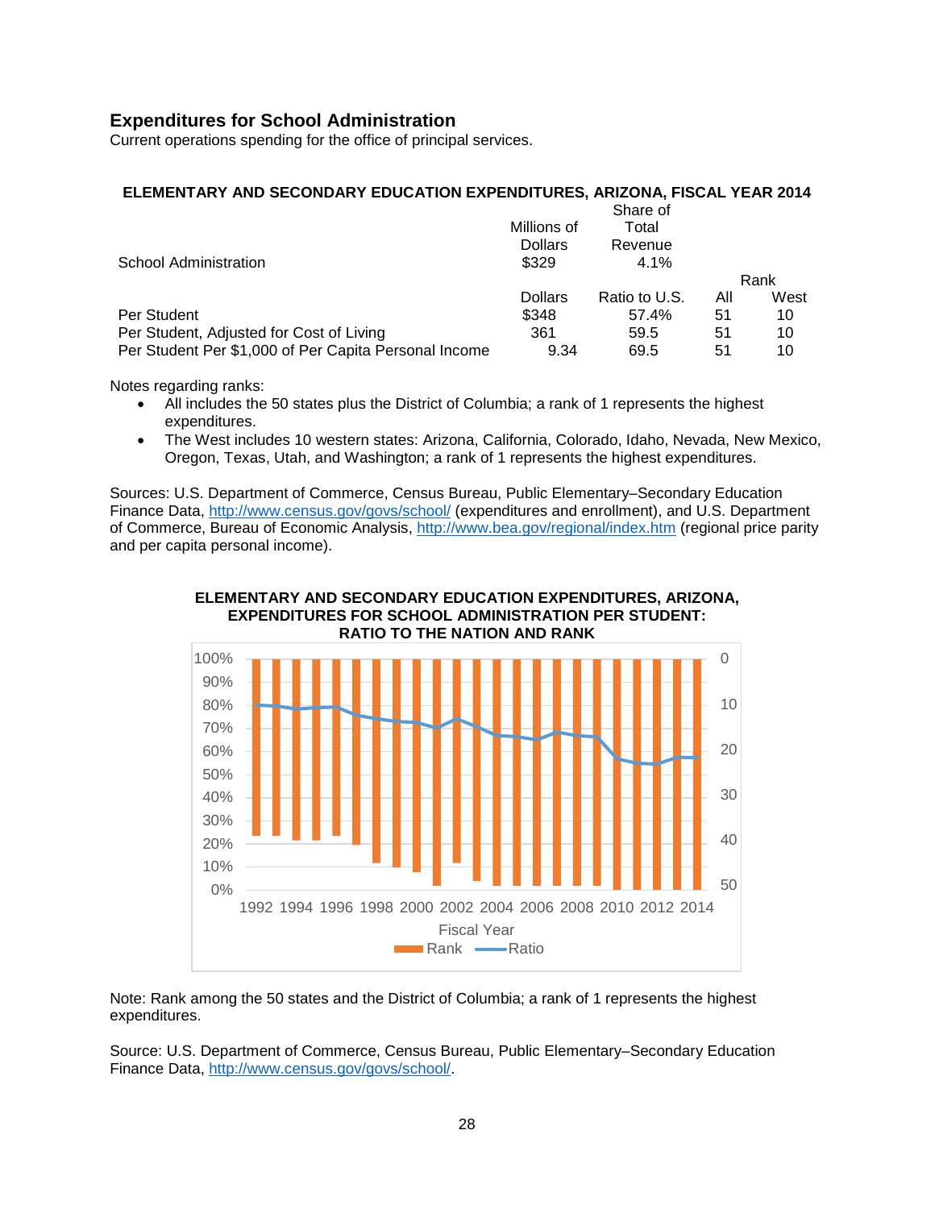## Expenditures for School Administration

Current operations spending for the office of principal services.

**ELEMENTARY AND SECONDARY EDUCATION EXPENDITURES, ARIZONA, FISCAL YEAR 2014**

| | Millions of Dollars | Share of Total Revenue | | |
|---|---|---|---|---|
| School Administration | $329 | 4.1% | | |

| | | | Rank | |
|---|---|---|---|---|
| | Dollars | Ratio to U.S. | All | West |
| Per Student | $348 | 57.4% | 51 | 10 |
| Per Student, Adjusted for Cost of Living | 361 | 59.5 | 51 | 10 |
| Per Student Per $1,000 of Per Capita Personal Income | 9.34 | 69.5 | 51 | 10 |

Notes regarding ranks:

- All includes the 50 states plus the District of Columbia; a rank of 1 represents the highest expenditures.
- The West includes 10 western states: Arizona, California, Colorado, Idaho, Nevada, New Mexico, Oregon, Texas, Utah, and Washington; a rank of 1 represents the highest expenditures.

Sources: U.S. Department of Commerce, Census Bureau, Public Elementary–Secondary Education Finance Data, http://www.census.gov/govs/school/ (expenditures and enrollment), and U.S. Department of Commerce, Bureau of Economic Analysis, http://www.bea.gov/regional/index.htm (regional price parity and per capita personal income).

**ELEMENTARY AND SECONDARY EDUCATION EXPENDITURES, ARIZONA, EXPENDITURES FOR SCHOOL ADMINISTRATION PER STUDENT: RATIO TO THE NATION AND RANK**

Note: Rank among the 50 states and the District of Columbia; a rank of 1 represents the highest expenditures.

Source: U.S. Department of Commerce, Census Bureau, Public Elementary–Secondary Education Finance Data, http://www.census.gov/govs/school/.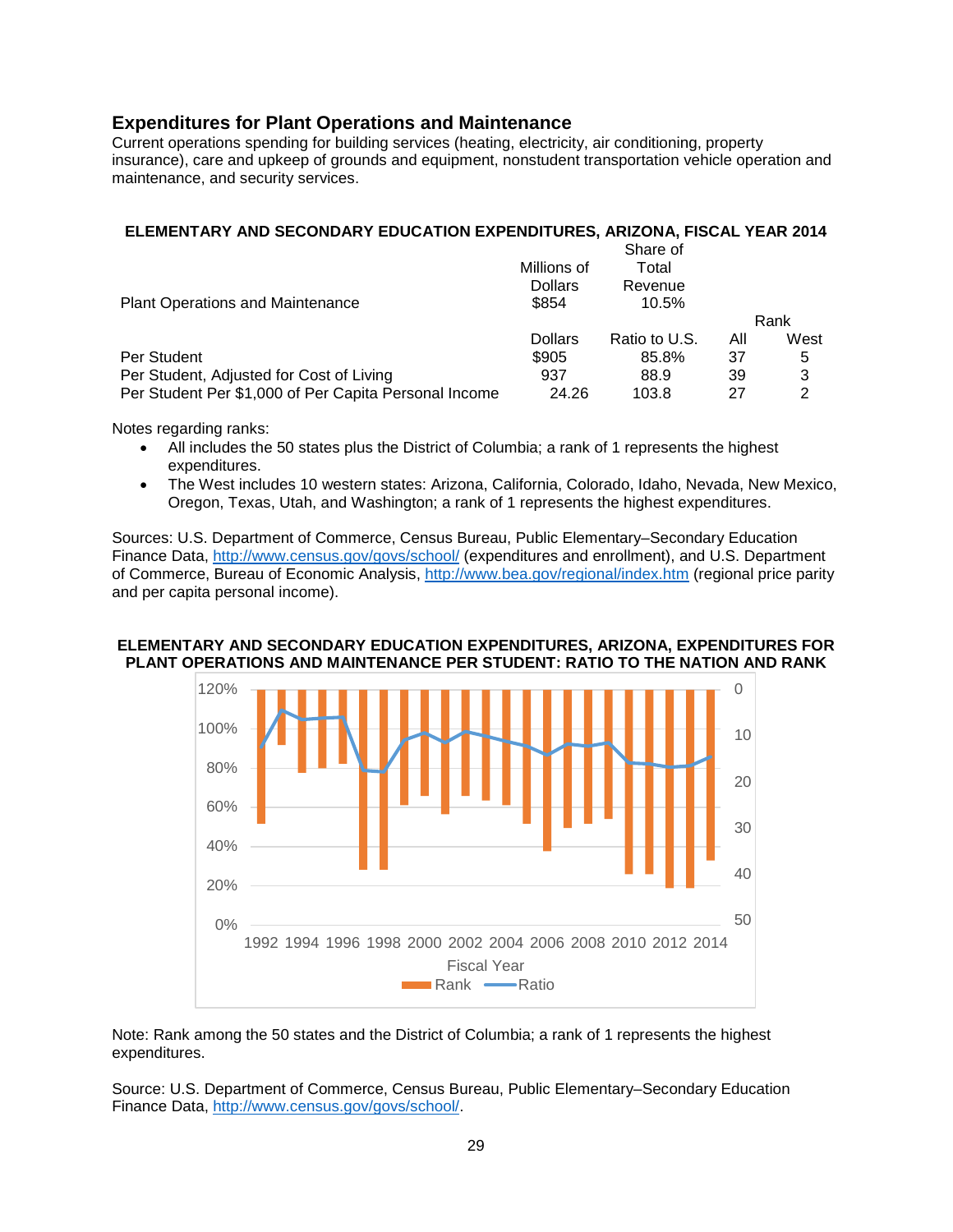## Expenditures for Plant Operations and Maintenance

Current operations spending for building services (heating, electricity, air conditioning, property insurance), care and upkeep of grounds and equipment, nonstudent transportation vehicle operation and maintenance, and security services.

**ELEMENTARY AND SECONDARY EDUCATION EXPENDITURES, ARIZONA, FISCAL YEAR 2014**

| | Millions of Dollars | Share of Total Revenue | | |
|---|---|---|---|---|
| Plant Operations and Maintenance | $854 | 10.5% | | |
| | | | Rank | |
| | Dollars | Ratio to U.S. | All | West |
| Per Student | $905 | 85.8% | 37 | 5 |
| Per Student, Adjusted for Cost of Living | 937 | 88.9 | 39 | 3 |
| Per Student Per $1,000 of Per Capita Personal Income | 24.26 | 103.8 | 27 | 2 |

Notes regarding ranks:

- All includes the 50 states plus the District of Columbia; a rank of 1 represents the highest expenditures.
- The West includes 10 western states: Arizona, California, Colorado, Idaho, Nevada, New Mexico, Oregon, Texas, Utah, and Washington; a rank of 1 represents the highest expenditures.

Sources: U.S. Department of Commerce, Census Bureau, Public Elementary–Secondary Education Finance Data, http://www.census.gov/govs/school/ (expenditures and enrollment), and U.S. Department of Commerce, Bureau of Economic Analysis, http://www.bea.gov/regional/index.htm (regional price parity and per capita personal income).

**ELEMENTARY AND SECONDARY EDUCATION EXPENDITURES, ARIZONA, EXPENDITURES FOR PLANT OPERATIONS AND MAINTENANCE PER STUDENT: RATIO TO THE NATION AND RANK**

Note: Rank among the 50 states and the District of Columbia; a rank of 1 represents the highest expenditures.

Source: U.S. Department of Commerce, Census Bureau, Public Elementary–Secondary Education Finance Data, http://www.census.gov/govs/school/.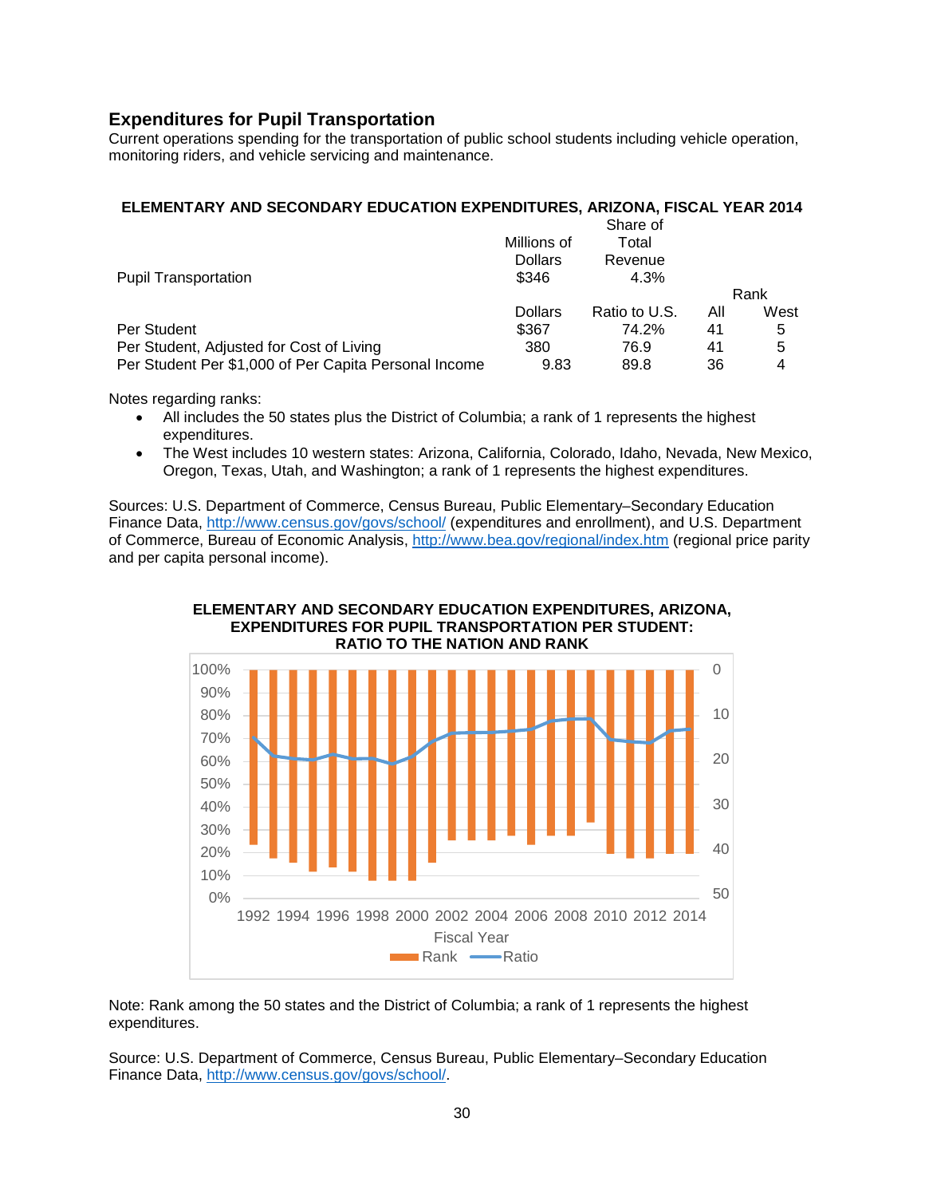## Expenditures for Pupil Transportation

Current operations spending for the transportation of public school students including vehicle operation, monitoring riders, and vehicle servicing and maintenance.

**ELEMENTARY AND SECONDARY EDUCATION EXPENDITURES, ARIZONA, FISCAL YEAR 2014**

| | Millions of Dollars | Share of Total Revenue | | |
|---|---|---|---|---|
| Pupil Transportation | $346 | 4.3% | | |
| | | | Rank | |
| | Dollars | Ratio to U.S. | All | West |
| Per Student | $367 | 74.2% | 41 | 5 |
| Per Student, Adjusted for Cost of Living | 380 | 76.9 | 41 | 5 |
| Per Student Per $1,000 of Per Capita Personal Income | 9.83 | 89.8 | 36 | 4 |

Notes regarding ranks:

- All includes the 50 states plus the District of Columbia; a rank of 1 represents the highest expenditures.
- The West includes 10 western states: Arizona, California, Colorado, Idaho, Nevada, New Mexico, Oregon, Texas, Utah, and Washington; a rank of 1 represents the highest expenditures.

Sources: U.S. Department of Commerce, Census Bureau, Public Elementary–Secondary Education Finance Data, http://www.census.gov/govs/school/ (expenditures and enrollment), and U.S. Department of Commerce, Bureau of Economic Analysis, http://www.bea.gov/regional/index.htm (regional price parity and per capita personal income).

**ELEMENTARY AND SECONDARY EDUCATION EXPENDITURES, ARIZONA, EXPENDITURES FOR PUPIL TRANSPORTATION PER STUDENT: RATIO TO THE NATION AND RANK**

Note: Rank among the 50 states and the District of Columbia; a rank of 1 represents the highest expenditures.

Source: U.S. Department of Commerce, Census Bureau, Public Elementary–Secondary Education Finance Data, http://www.census.gov/govs/school/.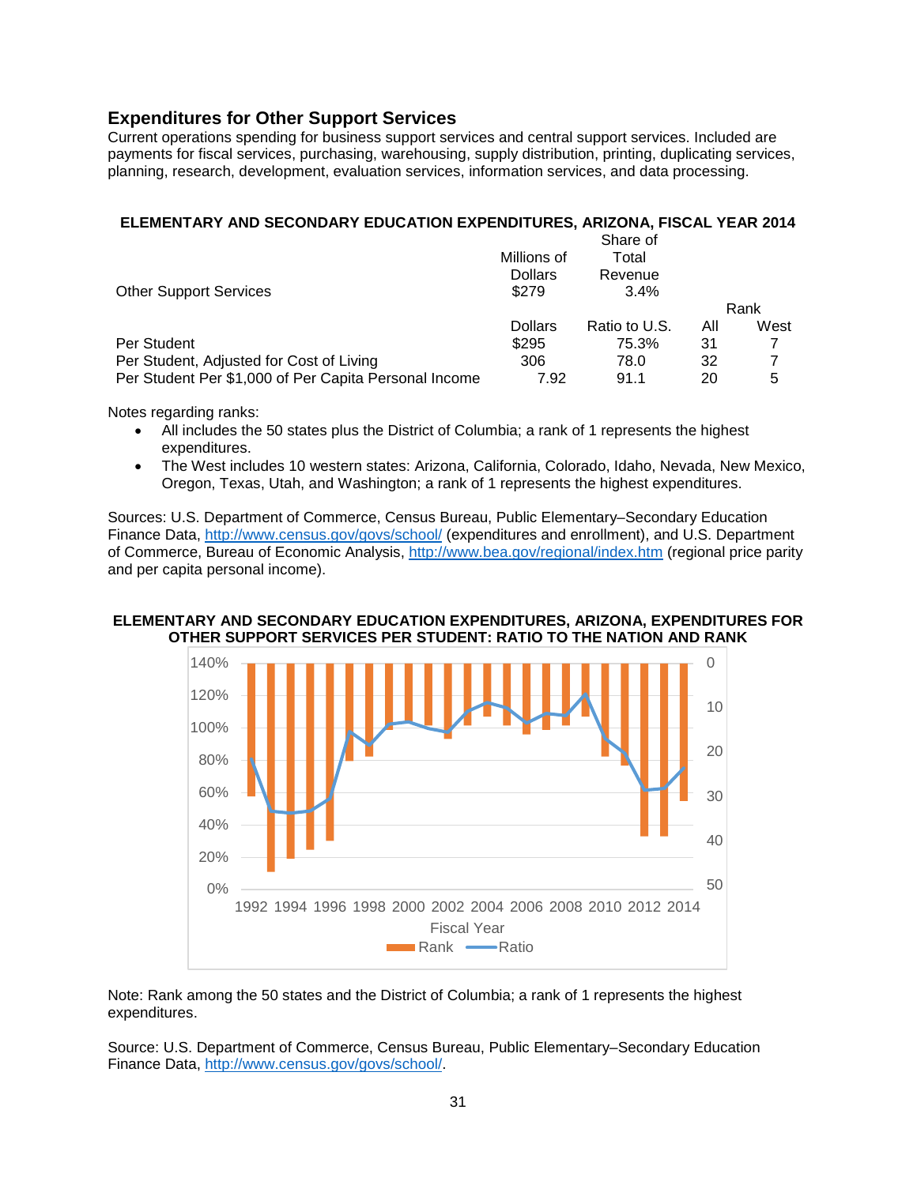## Expenditures for Other Support Services

Current operations spending for business support services and central support services. Included are payments for fiscal services, purchasing, warehousing, supply distribution, printing, duplicating services, planning, research, development, evaluation services, information services, and data processing.

**ELEMENTARY AND SECONDARY EDUCATION EXPENDITURES, ARIZONA, FISCAL YEAR 2014**

| | Millions of Dollars | Share of Total Revenue | | |
|---|---|---|---|---|
| Other Support Services | $279 | 3.4% | | |
| | | | Rank | |
| | Dollars | Ratio to U.S. | All | West |
| Per Student | $295 | 75.3% | 31 | 7 |
| Per Student, Adjusted for Cost of Living | 306 | 78.0 | 32 | 7 |
| Per Student Per $1,000 of Per Capita Personal Income | 7.92 | 91.1 | 20 | 5 |

Notes regarding ranks:

- All includes the 50 states plus the District of Columbia; a rank of 1 represents the highest expenditures.
- The West includes 10 western states: Arizona, California, Colorado, Idaho, Nevada, New Mexico, Oregon, Texas, Utah, and Washington; a rank of 1 represents the highest expenditures.

Sources: U.S. Department of Commerce, Census Bureau, Public Elementary–Secondary Education Finance Data, http://www.census.gov/govs/school/ (expenditures and enrollment), and U.S. Department of Commerce, Bureau of Economic Analysis, http://www.bea.gov/regional/index.htm (regional price parity and per capita personal income).

**ELEMENTARY AND SECONDARY EDUCATION EXPENDITURES, ARIZONA, EXPENDITURES FOR OTHER SUPPORT SERVICES PER STUDENT: RATIO TO THE NATION AND RANK**

140%
120%
100%
80%
60%
40%
20%
0%

0
10
20
30
40
50

1992 1994 1996 1998 2000 2002 2004 2006 2008 2010 2012 2014

Fiscal Year

Rank Ratio

Note: Rank among the 50 states and the District of Columbia; a rank of 1 represents the highest expenditures.

Source: U.S. Department of Commerce, Census Bureau, Public Elementary–Secondary Education Finance Data, http://www.census.gov/govs/school/.